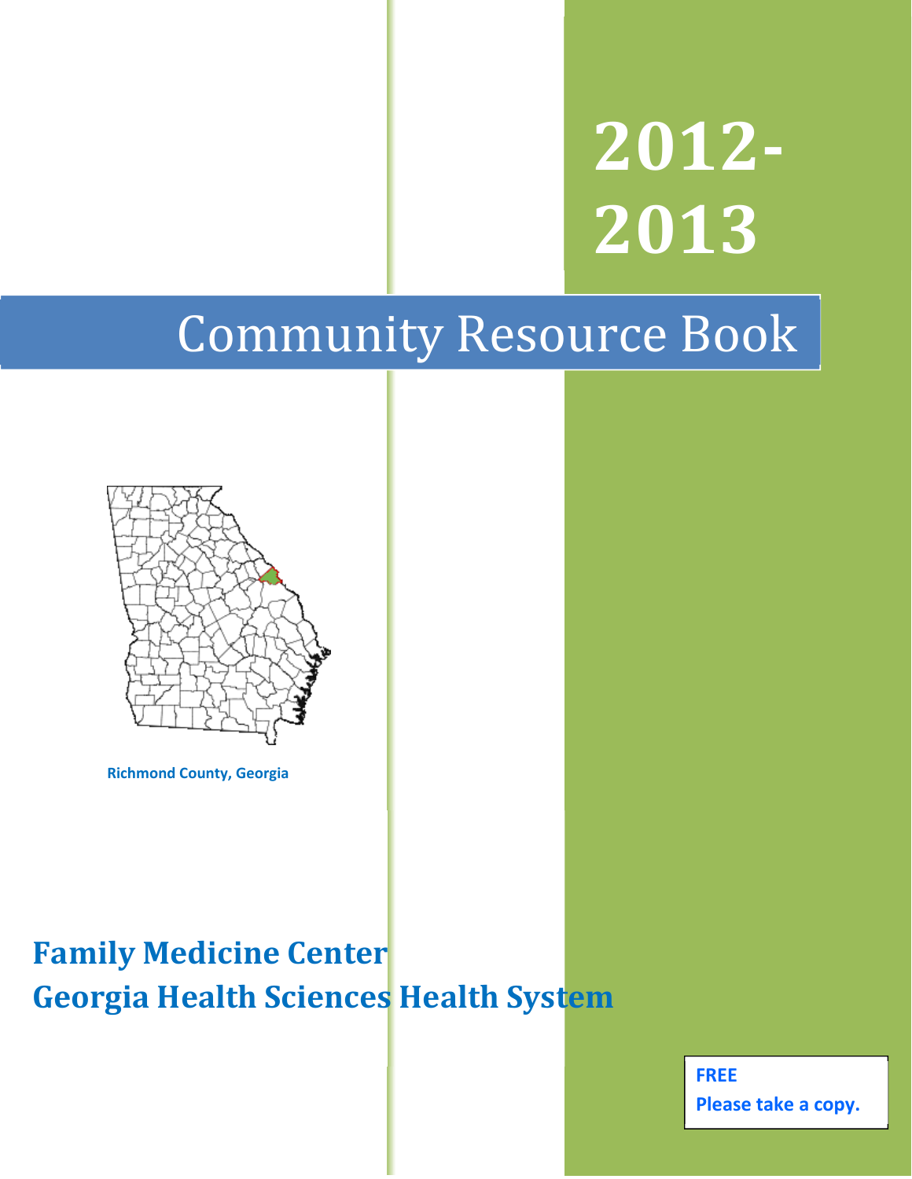# 2012-2013

# Community Resource Book

Richmond County, Georgia

**Family Medicine Center**
**Georgia Health Sciences Health System**

**FREE**
**Please take a copy.**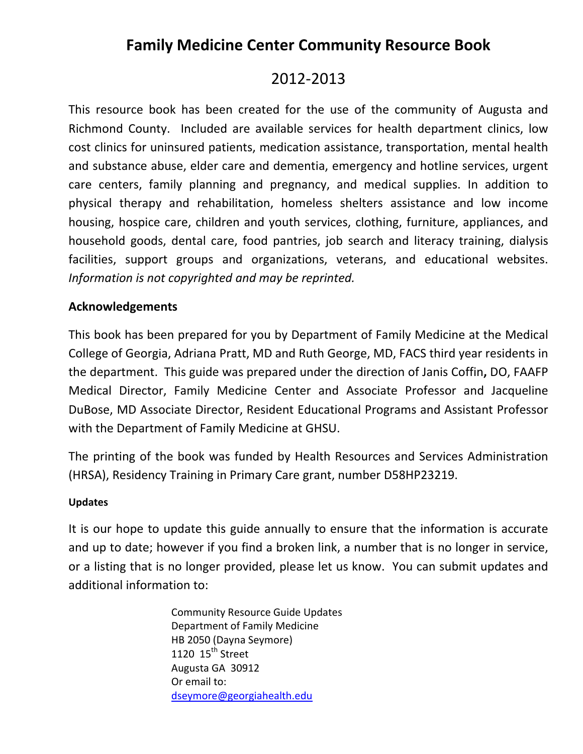# Family Medicine Center Community Resource Book

## 2012-2013

This resource book has been created for the use of the community of Augusta and Richmond County. Included are available services for health department clinics, low cost clinics for uninsured patients, medication assistance, transportation, mental health and substance abuse, elder care and dementia, emergency and hotline services, urgent care centers, family planning and pregnancy, and medical supplies. In addition to physical therapy and rehabilitation, homeless shelters assistance and low income housing, hospice care, children and youth services, clothing, furniture, appliances, and household goods, dental care, food pantries, job search and literacy training, dialysis facilities, support groups and organizations, veterans, and educational websites. *Information is not copyrighted and may be reprinted.*

### Acknowledgements

This book has been prepared for you by Department of Family Medicine at the Medical College of Georgia, Adriana Pratt, MD and Ruth George, MD, FACS third year residents in the department. This guide was prepared under the direction of Janis Coffin**,** DO, FAAFP Medical Director, Family Medicine Center and Associate Professor and Jacqueline DuBose, MD Associate Director, Resident Educational Programs and Assistant Professor with the Department of Family Medicine at GHSU.

The printing of the book was funded by Health Resources and Services Administration (HRSA), Residency Training in Primary Care grant, number D58HP23219.

#### Updates

It is our hope to update this guide annually to ensure that the information is accurate and up to date; however if you find a broken link, a number that is no longer in service, or a listing that is no longer provided, please let us know. You can submit updates and additional information to:

Community Resource Guide Updates
Department of Family Medicine
HB 2050 (Dayna Seymore)
1120 15th Street
Augusta GA 30912
Or email to:
dseymore@georgiahealth.edu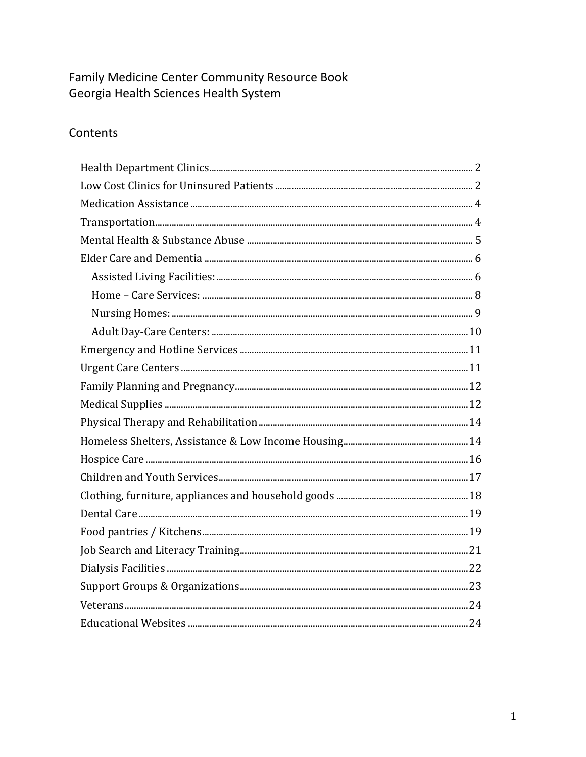Family Medicine Center Community Resource Book
Georgia Health Sciences Health System

## Contents

- Health Department Clinics .......... 2
- Low Cost Clinics for Uninsured Patients .......... 2
- Medication Assistance .......... 4
- Transportation .......... 4
- Mental Health & Substance Abuse .......... 5
- Elder Care and Dementia .......... 6
  - Assisted Living Facilities: .......... 6
  - Home – Care Services: .......... 8
  - Nursing Homes: .......... 9
  - Adult Day-Care Centers: .......... 10
- Emergency and Hotline Services .......... 11
- Urgent Care Centers .......... 11
- Family Planning and Pregnancy .......... 12
- Medical Supplies .......... 12
- Physical Therapy and Rehabilitation .......... 14
- Homeless Shelters, Assistance & Low Income Housing .......... 14
- Hospice Care .......... 16
- Children and Youth Services .......... 17
- Clothing, furniture, appliances and household goods .......... 18
- Dental Care .......... 19
- Food pantries / Kitchens .......... 19
- Job Search and Literacy Training .......... 21
- Dialysis Facilities .......... 22
- Support Groups & Organizations .......... 23
- Veterans .......... 24
- Educational Websites .......... 24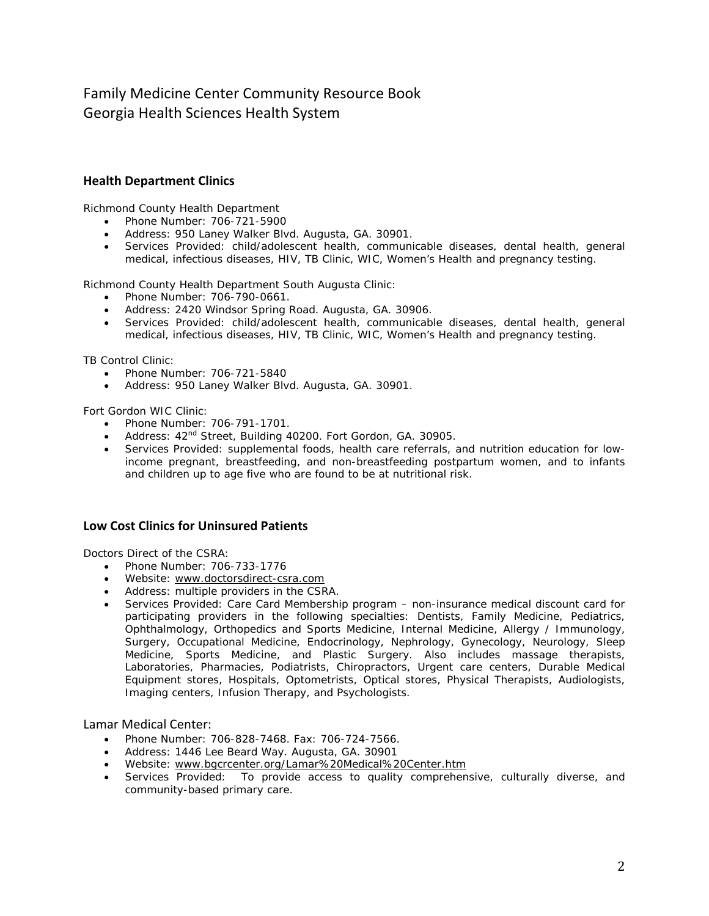# Family Medicine Center Community Resource Book
# Georgia Health Sciences Health System

## Health Department Clinics

Richmond County Health Department

- Phone Number: 706-721-5900
- Address: 950 Laney Walker Blvd. Augusta, GA. 30901.
- Services Provided: child/adolescent health, communicable diseases, dental health, general medical, infectious diseases, HIV, TB Clinic, WIC, Women's Health and pregnancy testing.

Richmond County Health Department South Augusta Clinic:

- Phone Number: 706-790-0661.
- Address: 2420 Windsor Spring Road. Augusta, GA. 30906.
- Services Provided: child/adolescent health, communicable diseases, dental health, general medical, infectious diseases, HIV, TB Clinic, WIC, Women's Health and pregnancy testing.

TB Control Clinic:

- Phone Number: 706-721-5840
- Address: 950 Laney Walker Blvd. Augusta, GA. 30901.

Fort Gordon WIC Clinic:

- Phone Number: 706-791-1701.
- Address: 42nd Street, Building 40200. Fort Gordon, GA. 30905.
- Services Provided: supplemental foods, health care referrals, and nutrition education for low-income pregnant, breastfeeding, and non-breastfeeding postpartum women, and to infants and children up to age five who are found to be at nutritional risk.

## Low Cost Clinics for Uninsured Patients

Doctors Direct of the CSRA:

- Phone Number: 706-733-1776
- Website: www.doctorsdirect-csra.com
- Address: multiple providers in the CSRA.
- Services Provided: Care Card Membership program – non-insurance medical discount card for participating providers in the following specialties: Dentists, Family Medicine, Pediatrics, Ophthalmology, Orthopedics and Sports Medicine, Internal Medicine, Allergy / Immunology, Surgery, Occupational Medicine, Endocrinology, Nephrology, Gynecology, Neurology, Sleep Medicine, Sports Medicine, and Plastic Surgery. Also includes massage therapists, Laboratories, Pharmacies, Podiatrists, Chiropractors, Urgent care centers, Durable Medical Equipment stores, Hospitals, Optometrists, Optical stores, Physical Therapists, Audiologists, Imaging centers, Infusion Therapy, and Psychologists.

Lamar Medical Center:

- Phone Number: 706-828-7468. Fax: 706-724-7566.
- Address: 1446 Lee Beard Way. Augusta, GA. 30901
- Website: www.bgcrcenter.org/Lamar%20Medical%20Center.htm
- Services Provided: To provide access to quality comprehensive, culturally diverse, and community-based primary care.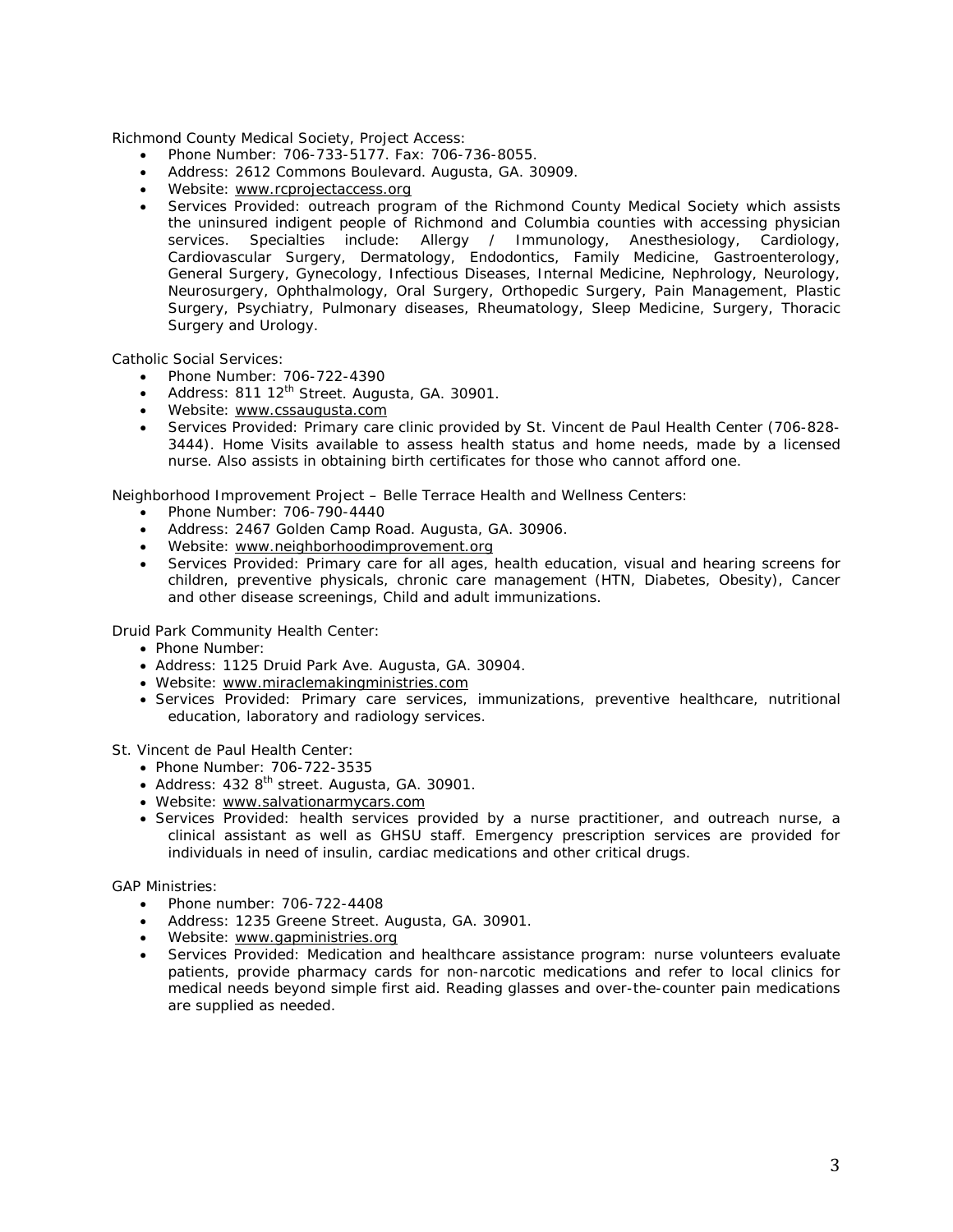Richmond County Medical Society, Project Access:

- Phone Number: 706-733-5177. Fax: 706-736-8055.
- Address: 2612 Commons Boulevard. Augusta, GA. 30909.
- Website: www.rcprojectaccess.org
- Services Provided: outreach program of the Richmond County Medical Society which assists the uninsured indigent people of Richmond and Columbia counties with accessing physician services. Specialties include: Allergy / Immunology, Anesthesiology, Cardiology, Cardiovascular Surgery, Dermatology, Endodontics, Family Medicine, Gastroenterology, General Surgery, Gynecology, Infectious Diseases, Internal Medicine, Nephrology, Neurology, Neurosurgery, Ophthalmology, Oral Surgery, Orthopedic Surgery, Pain Management, Plastic Surgery, Psychiatry, Pulmonary diseases, Rheumatology, Sleep Medicine, Surgery, Thoracic Surgery and Urology.

Catholic Social Services:

- Phone Number: 706-722-4390
- Address: 811 12th Street. Augusta, GA. 30901.
- Website: www.cssaugusta.com
- Services Provided: Primary care clinic provided by St. Vincent de Paul Health Center (706-828-3444). Home Visits available to assess health status and home needs, made by a licensed nurse. Also assists in obtaining birth certificates for those who cannot afford one.

Neighborhood Improvement Project – Belle Terrace Health and Wellness Centers:

- Phone Number: 706-790-4440
- Address: 2467 Golden Camp Road. Augusta, GA. 30906.
- Website: www.neighborhoodimprovement.org
- Services Provided: Primary care for all ages, health education, visual and hearing screens for children, preventive physicals, chronic care management (HTN, Diabetes, Obesity), Cancer and other disease screenings, Child and adult immunizations.

Druid Park Community Health Center:

- Phone Number:
- Address: 1125 Druid Park Ave. Augusta, GA. 30904.
- Website: www.miraclemakingministries.com
- Services Provided: Primary care services, immunizations, preventive healthcare, nutritional education, laboratory and radiology services.

St. Vincent de Paul Health Center:

- Phone Number: 706-722-3535
- Address: 432 8th street. Augusta, GA. 30901.
- Website: www.salvationarmycars.com
- Services Provided: health services provided by a nurse practitioner, and outreach nurse, a clinical assistant as well as GHSU staff. Emergency prescription services are provided for individuals in need of insulin, cardiac medications and other critical drugs.

GAP Ministries:

- Phone number: 706-722-4408
- Address: 1235 Greene Street. Augusta, GA. 30901.
- Website: www.gapministries.org
- Services Provided: Medication and healthcare assistance program: nurse volunteers evaluate patients, provide pharmacy cards for non-narcotic medications and refer to local clinics for medical needs beyond simple first aid. Reading glasses and over-the-counter pain medications are supplied as needed.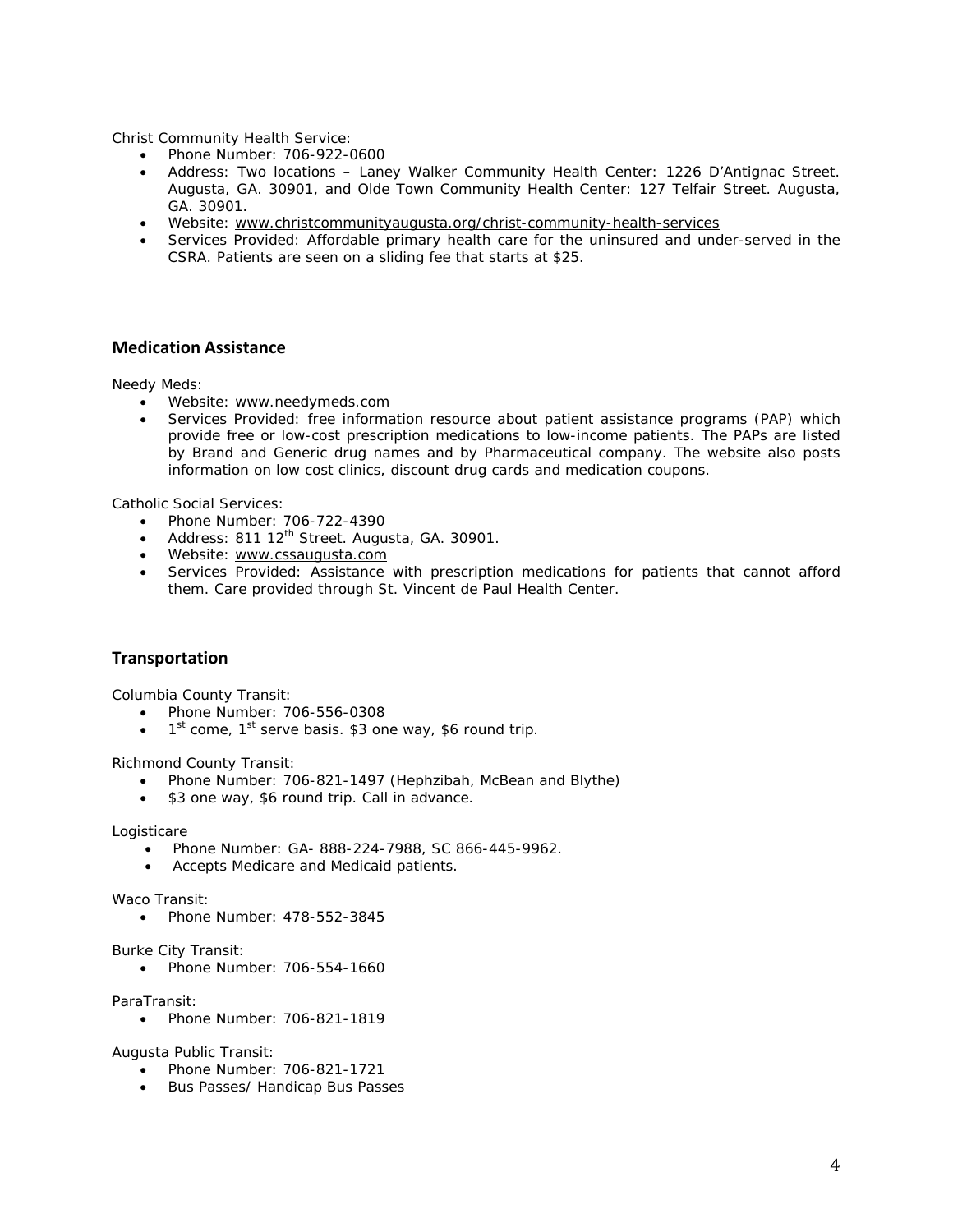Christ Community Health Service:

- Phone Number: 706-922-0600
- Address: Two locations – Laney Walker Community Health Center: 1226 D'Antignac Street. Augusta, GA. 30901, and Olde Town Community Health Center: 127 Telfair Street. Augusta, GA. 30901.
- Website: www.christcommunityaugusta.org/christ-community-health-services
- Services Provided: Affordable primary health care for the uninsured and under-served in the CSRA. Patients are seen on a sliding fee that starts at $25.

## Medication Assistance

Needy Meds:

- Website: www.needymeds.com
- Services Provided: free information resource about patient assistance programs (PAP) which provide free or low-cost prescription medications to low-income patients. The PAPs are listed by Brand and Generic drug names and by Pharmaceutical company. The website also posts information on low cost clinics, discount drug cards and medication coupons.

Catholic Social Services:

- Phone Number: 706-722-4390
- Address: 811 12th Street. Augusta, GA. 30901.
- Website: www.cssaugusta.com
- Services Provided: Assistance with prescription medications for patients that cannot afford them. Care provided through St. Vincent de Paul Health Center.

## Transportation

Columbia County Transit:

- Phone Number: 706-556-0308
- 1st come, 1st serve basis. $3 one way, $6 round trip.

Richmond County Transit:

- Phone Number: 706-821-1497 (Hephzibah, McBean and Blythe)
- $3 one way, $6 round trip. Call in advance.

Logisticare

- Phone Number: GA- 888-224-7988, SC 866-445-9962.
- Accepts Medicare and Medicaid patients.

Waco Transit:

- Phone Number: 478-552-3845

Burke City Transit:

- Phone Number: 706-554-1660

ParaTransit:

- Phone Number: 706-821-1819

Augusta Public Transit:

- Phone Number: 706-821-1721
- Bus Passes/ Handicap Bus Passes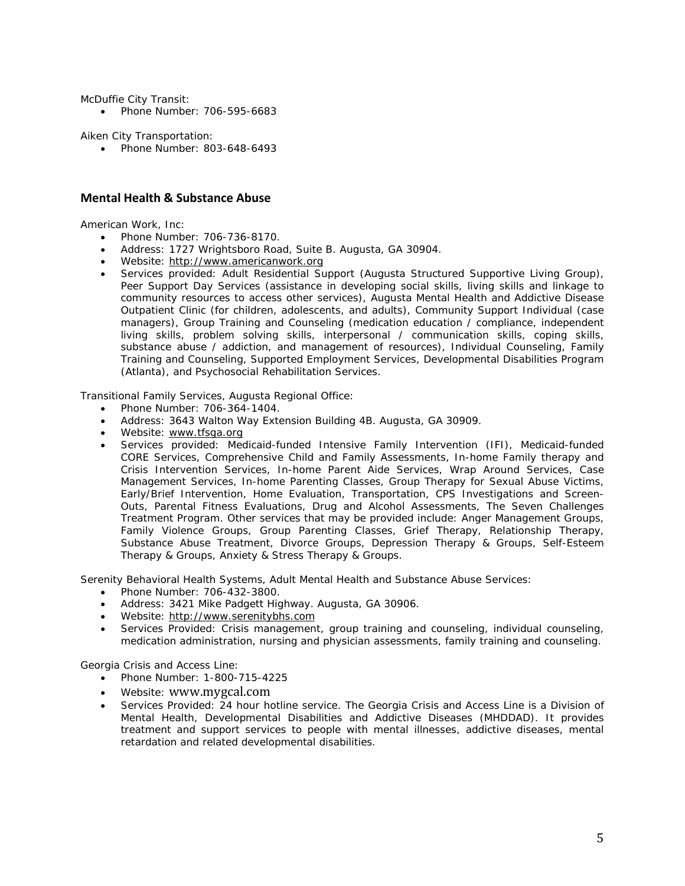McDuffie City Transit:

- Phone Number: 706-595-6683

Aiken City Transportation:

- Phone Number: 803-648-6493

## Mental Health & Substance Abuse

American Work, Inc:

- Phone Number: 706-736-8170.
- Address: 1727 Wrightsboro Road, Suite B. Augusta, GA 30904.
- Website: http://www.americanwork.org
- Services provided: Adult Residential Support (Augusta Structured Supportive Living Group), Peer Support Day Services (assistance in developing social skills, living skills and linkage to community resources to access other services), Augusta Mental Health and Addictive Disease Outpatient Clinic (for children, adolescents, and adults), Community Support Individual (case managers), Group Training and Counseling (medication education / compliance, independent living skills, problem solving skills, interpersonal / communication skills, coping skills, substance abuse / addiction, and management of resources), Individual Counseling, Family Training and Counseling, Supported Employment Services, Developmental Disabilities Program (Atlanta), and Psychosocial Rehabilitation Services.

Transitional Family Services, Augusta Regional Office:

- Phone Number: 706-364-1404.
- Address: 3643 Walton Way Extension Building 4B. Augusta, GA 30909.
- Website: www.tfsga.org
- Services provided: Medicaid-funded Intensive Family Intervention (IFI), Medicaid-funded CORE Services, Comprehensive Child and Family Assessments, In-home Family therapy and Crisis Intervention Services, In-home Parent Aide Services, Wrap Around Services, Case Management Services, In-home Parenting Classes, Group Therapy for Sexual Abuse Victims, Early/Brief Intervention, Home Evaluation, Transportation, CPS Investigations and Screen-Outs, Parental Fitness Evaluations, Drug and Alcohol Assessments, The Seven Challenges Treatment Program. Other services that may be provided include: Anger Management Groups, Family Violence Groups, Group Parenting Classes, Grief Therapy, Relationship Therapy, Substance Abuse Treatment, Divorce Groups, Depression Therapy & Groups, Self-Esteem Therapy & Groups, Anxiety & Stress Therapy & Groups.

Serenity Behavioral Health Systems, Adult Mental Health and Substance Abuse Services:

- Phone Number: 706-432-3800.
- Address: 3421 Mike Padgett Highway. Augusta, GA 30906.
- Website: http://www.serenitybhs.com
- Services Provided: Crisis management, group training and counseling, individual counseling, medication administration, nursing and physician assessments, family training and counseling.

Georgia Crisis and Access Line:

- Phone Number: 1-800-715-4225
- Website: www.mygcal.com
- Services Provided: 24 hour hotline service. The Georgia Crisis and Access Line is a Division of Mental Health, Developmental Disabilities and Addictive Diseases (MHDDAD). It provides treatment and support services to people with mental illnesses, addictive diseases, mental retardation and related developmental disabilities.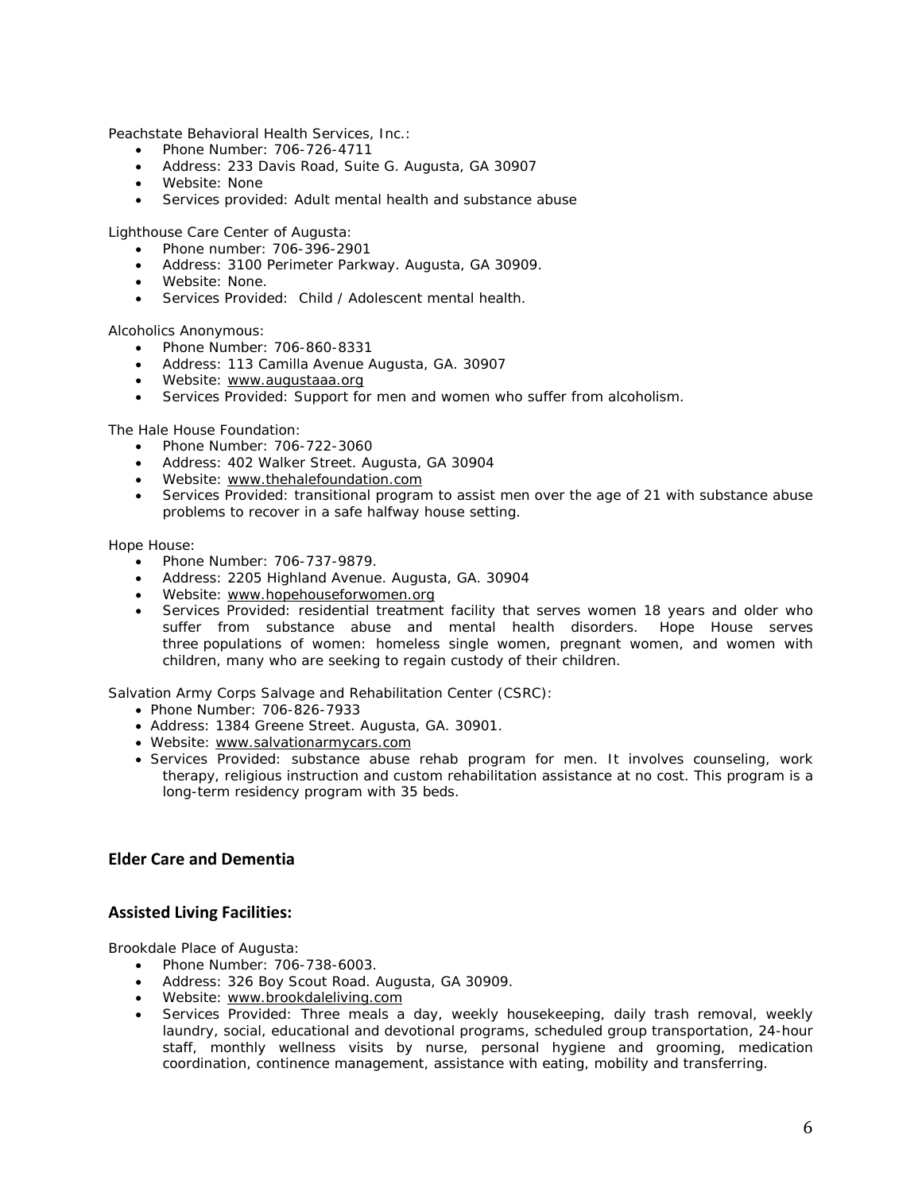Peachstate Behavioral Health Services, Inc.:

- Phone Number: 706-726-4711
- Address: 233 Davis Road, Suite G. Augusta, GA 30907
- Website: None
- Services provided: Adult mental health and substance abuse

Lighthouse Care Center of Augusta:

- Phone number: 706-396-2901
- Address: 3100 Perimeter Parkway. Augusta, GA 30909.
- Website: None.
- Services Provided: Child / Adolescent mental health.

Alcoholics Anonymous:

- Phone Number: 706-860-8331
- Address: 113 Camilla Avenue Augusta, GA. 30907
- Website: www.augustaaa.org
- Services Provided: Support for men and women who suffer from alcoholism.

The Hale House Foundation:

- Phone Number: 706-722-3060
- Address: 402 Walker Street. Augusta, GA 30904
- Website: www.thehalefoundation.com
- Services Provided: transitional program to assist men over the age of 21 with substance abuse problems to recover in a safe halfway house setting.

Hope House:

- Phone Number: 706-737-9879.
- Address: 2205 Highland Avenue. Augusta, GA. 30904
- Website: www.hopehouseforwomen.org
- Services Provided: residential treatment facility that serves women 18 years and older who suffer from substance abuse and mental health disorders. Hope House serves three populations of women: homeless single women, pregnant women, and women with children, many who are seeking to regain custody of their children.

Salvation Army Corps Salvage and Rehabilitation Center (CSRC):

- Phone Number: 706-826-7933
- Address: 1384 Greene Street. Augusta, GA. 30901.
- Website: www.salvationarmycars.com
- Services Provided: substance abuse rehab program for men. It involves counseling, work therapy, religious instruction and custom rehabilitation assistance at no cost. This program is a long-term residency program with 35 beds.

## Elder Care and Dementia

## Assisted Living Facilities:

Brookdale Place of Augusta:

- Phone Number: 706-738-6003.
- Address: 326 Boy Scout Road. Augusta, GA 30909.
- Website: www.brookdaleliving.com
- Services Provided: Three meals a day, weekly housekeeping, daily trash removal, weekly laundry, social, educational and devotional programs, scheduled group transportation, 24-hour staff, monthly wellness visits by nurse, personal hygiene and grooming, medication coordination, continence management, assistance with eating, mobility and transferring.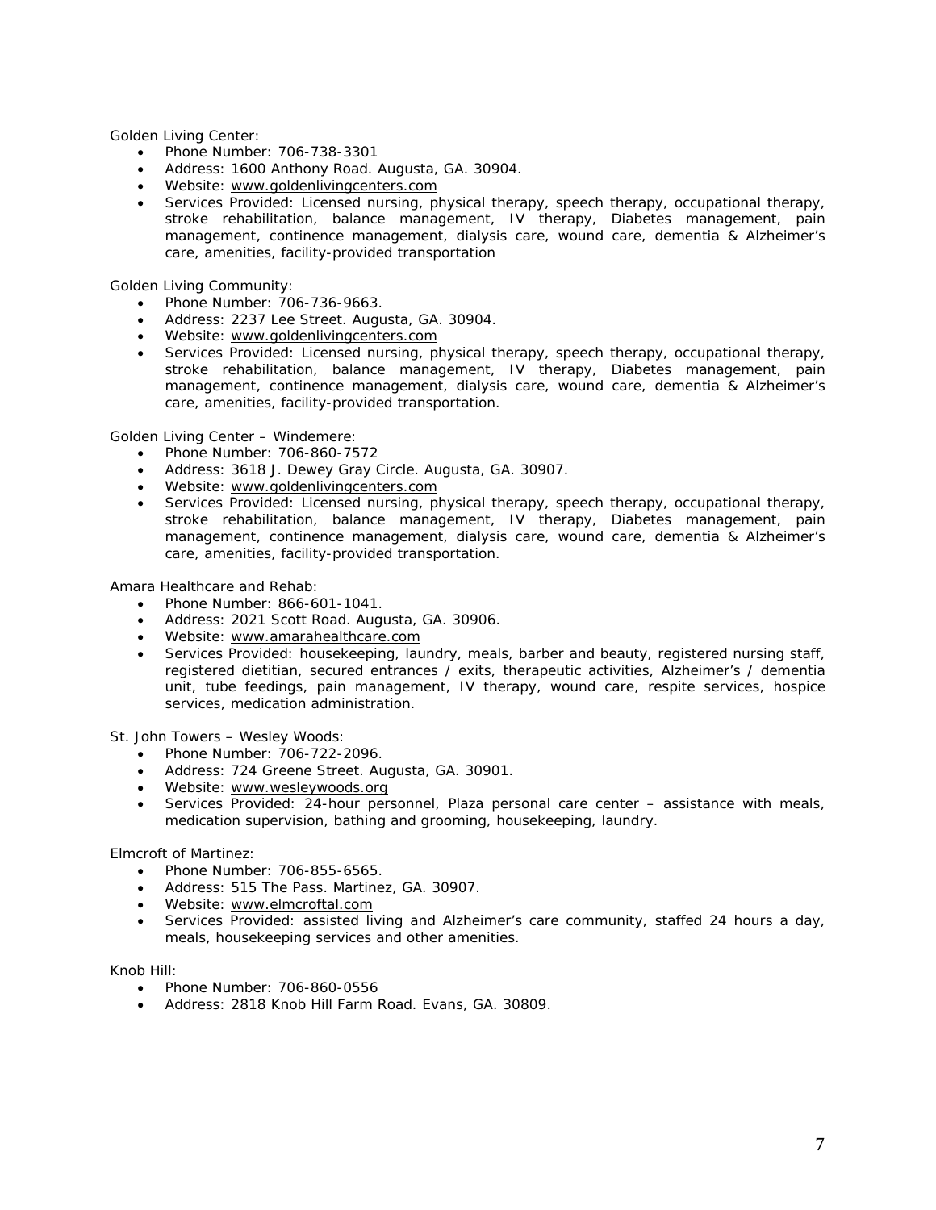Golden Living Center:

- Phone Number: 706-738-3301
- Address: 1600 Anthony Road. Augusta, GA. 30904.
- Website: www.goldenlivingcenters.com
- Services Provided: Licensed nursing, physical therapy, speech therapy, occupational therapy, stroke rehabilitation, balance management, IV therapy, Diabetes management, pain management, continence management, dialysis care, wound care, dementia & Alzheimer's care, amenities, facility-provided transportation

Golden Living Community:

- Phone Number: 706-736-9663.
- Address: 2237 Lee Street. Augusta, GA. 30904.
- Website: www.goldenlivingcenters.com
- Services Provided: Licensed nursing, physical therapy, speech therapy, occupational therapy, stroke rehabilitation, balance management, IV therapy, Diabetes management, pain management, continence management, dialysis care, wound care, dementia & Alzheimer's care, amenities, facility-provided transportation.

Golden Living Center – Windemere:

- Phone Number: 706-860-7572
- Address: 3618 J. Dewey Gray Circle. Augusta, GA. 30907.
- Website: www.goldenlivingcenters.com
- Services Provided: Licensed nursing, physical therapy, speech therapy, occupational therapy, stroke rehabilitation, balance management, IV therapy, Diabetes management, pain management, continence management, dialysis care, wound care, dementia & Alzheimer's care, amenities, facility-provided transportation.

Amara Healthcare and Rehab:

- Phone Number: 866-601-1041.
- Address: 2021 Scott Road. Augusta, GA. 30906.
- Website: www.amarahealthcare.com
- Services Provided: housekeeping, laundry, meals, barber and beauty, registered nursing staff, registered dietitian, secured entrances / exits, therapeutic activities, Alzheimer's / dementia unit, tube feedings, pain management, IV therapy, wound care, respite services, hospice services, medication administration.

St. John Towers – Wesley Woods:

- Phone Number: 706-722-2096.
- Address: 724 Greene Street. Augusta, GA. 30901.
- Website: www.wesleywoods.org
- Services Provided: 24-hour personnel, Plaza personal care center – assistance with meals, medication supervision, bathing and grooming, housekeeping, laundry.

Elmcroft of Martinez:

- Phone Number: 706-855-6565.
- Address: 515 The Pass. Martinez, GA. 30907.
- Website: www.elmcroftal.com
- Services Provided: assisted living and Alzheimer's care community, staffed 24 hours a day, meals, housekeeping services and other amenities.

Knob Hill:

- Phone Number: 706-860-0556
- Address: 2818 Knob Hill Farm Road. Evans, GA. 30809.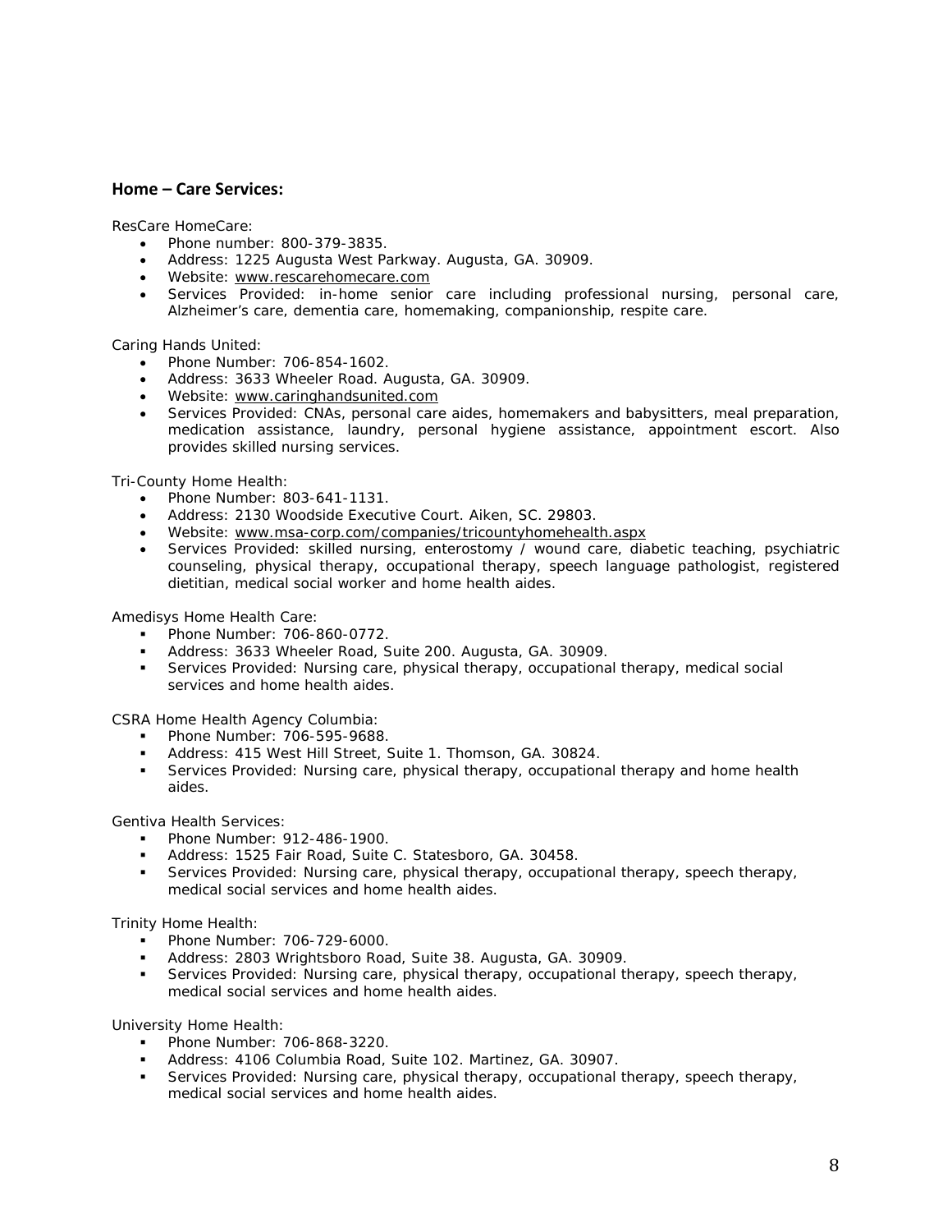## Home – Care Services:

ResCare HomeCare:

- Phone number: 800-379-3835.
- Address: 1225 Augusta West Parkway. Augusta, GA. 30909.
- Website: www.rescarehomecare.com
- Services Provided: in-home senior care including professional nursing, personal care, Alzheimer's care, dementia care, homemaking, companionship, respite care.

Caring Hands United:

- Phone Number: 706-854-1602.
- Address: 3633 Wheeler Road. Augusta, GA. 30909.
- Website: www.caringhandsunited.com
- Services Provided: CNAs, personal care aides, homemakers and babysitters, meal preparation, medication assistance, laundry, personal hygiene assistance, appointment escort. Also provides skilled nursing services.

Tri-County Home Health:

- Phone Number: 803-641-1131.
- Address: 2130 Woodside Executive Court. Aiken, SC. 29803.
- Website: www.msa-corp.com/companies/tricountyhomehealth.aspx
- Services Provided: skilled nursing, enterostomy / wound care, diabetic teaching, psychiatric counseling, physical therapy, occupational therapy, speech language pathologist, registered dietitian, medical social worker and home health aides.

Amedisys Home Health Care:

- Phone Number: 706-860-0772.
- Address: 3633 Wheeler Road, Suite 200. Augusta, GA. 30909.
- Services Provided: Nursing care, physical therapy, occupational therapy, medical social services and home health aides.

CSRA Home Health Agency Columbia:

- Phone Number: 706-595-9688.
- Address: 415 West Hill Street, Suite 1. Thomson, GA. 30824.
- Services Provided: Nursing care, physical therapy, occupational therapy and home health aides.

Gentiva Health Services:

- Phone Number: 912-486-1900.
- Address: 1525 Fair Road, Suite C. Statesboro, GA. 30458.
- Services Provided: Nursing care, physical therapy, occupational therapy, speech therapy, medical social services and home health aides.

Trinity Home Health:

- Phone Number: 706-729-6000.
- Address: 2803 Wrightsboro Road, Suite 38. Augusta, GA. 30909.
- Services Provided: Nursing care, physical therapy, occupational therapy, speech therapy, medical social services and home health aides.

University Home Health:

- Phone Number: 706-868-3220.
- Address: 4106 Columbia Road, Suite 102. Martinez, GA. 30907.
- Services Provided: Nursing care, physical therapy, occupational therapy, speech therapy, medical social services and home health aides.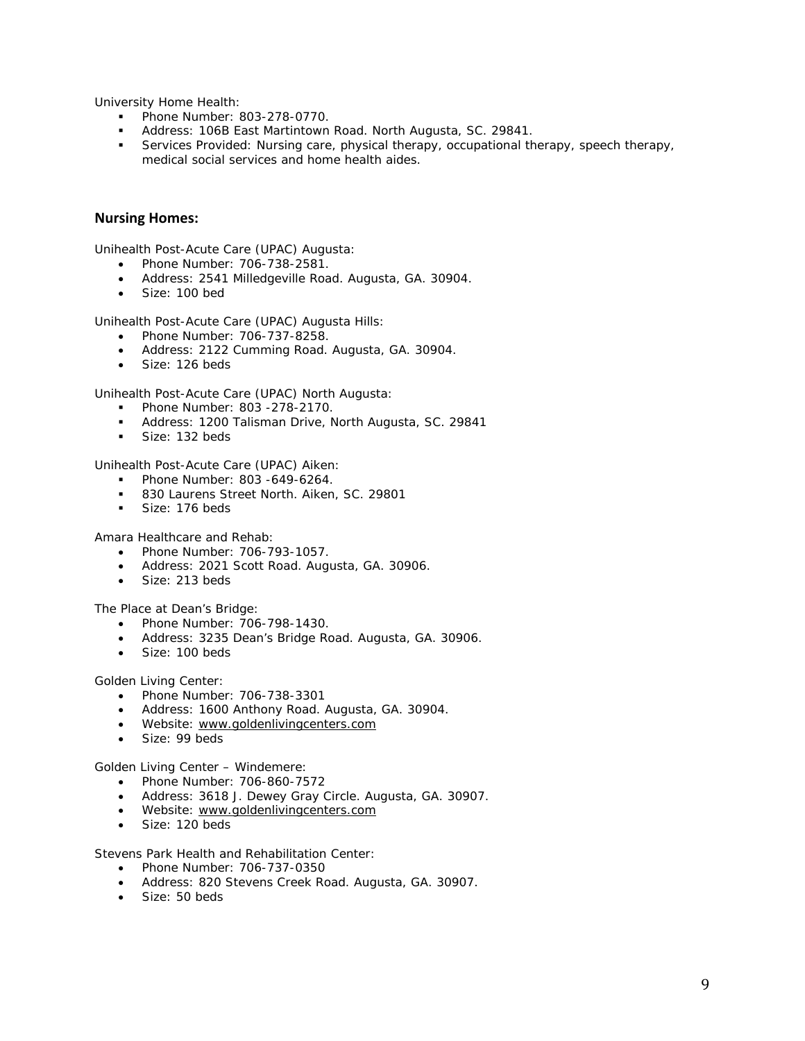University Home Health:

- Phone Number: 803-278-0770.
- Address: 106B East Martintown Road. North Augusta, SC. 29841.
- Services Provided: Nursing care, physical therapy, occupational therapy, speech therapy, medical social services and home health aides.

## Nursing Homes:

Unihealth Post-Acute Care (UPAC) Augusta:

- Phone Number: 706-738-2581.
- Address: 2541 Milledgeville Road. Augusta, GA. 30904.
- Size: 100 bed

Unihealth Post-Acute Care (UPAC) Augusta Hills:

- Phone Number: 706-737-8258.
- Address: 2122 Cumming Road. Augusta, GA. 30904.
- Size: 126 beds

Unihealth Post-Acute Care (UPAC) North Augusta:

- Phone Number: 803 -278-2170.
- Address: 1200 Talisman Drive, North Augusta, SC. 29841
- Size: 132 beds

Unihealth Post-Acute Care (UPAC) Aiken:

- Phone Number: 803 -649-6264.
- 830 Laurens Street North. Aiken, SC. 29801
- Size: 176 beds

Amara Healthcare and Rehab:

- Phone Number: 706-793-1057.
- Address: 2021 Scott Road. Augusta, GA. 30906.
- Size: 213 beds

The Place at Dean's Bridge:

- Phone Number: 706-798-1430.
- Address: 3235 Dean's Bridge Road. Augusta, GA. 30906.
- Size: 100 beds

Golden Living Center:

- Phone Number: 706-738-3301
- Address: 1600 Anthony Road. Augusta, GA. 30904.
- Website: www.goldenlivingcenters.com
- Size: 99 beds

Golden Living Center – Windemere:

- Phone Number: 706-860-7572
- Address: 3618 J. Dewey Gray Circle. Augusta, GA. 30907.
- Website: www.goldenlivingcenters.com
- Size: 120 beds

Stevens Park Health and Rehabilitation Center:

- Phone Number: 706-737-0350
- Address: 820 Stevens Creek Road. Augusta, GA. 30907.
- Size: 50 beds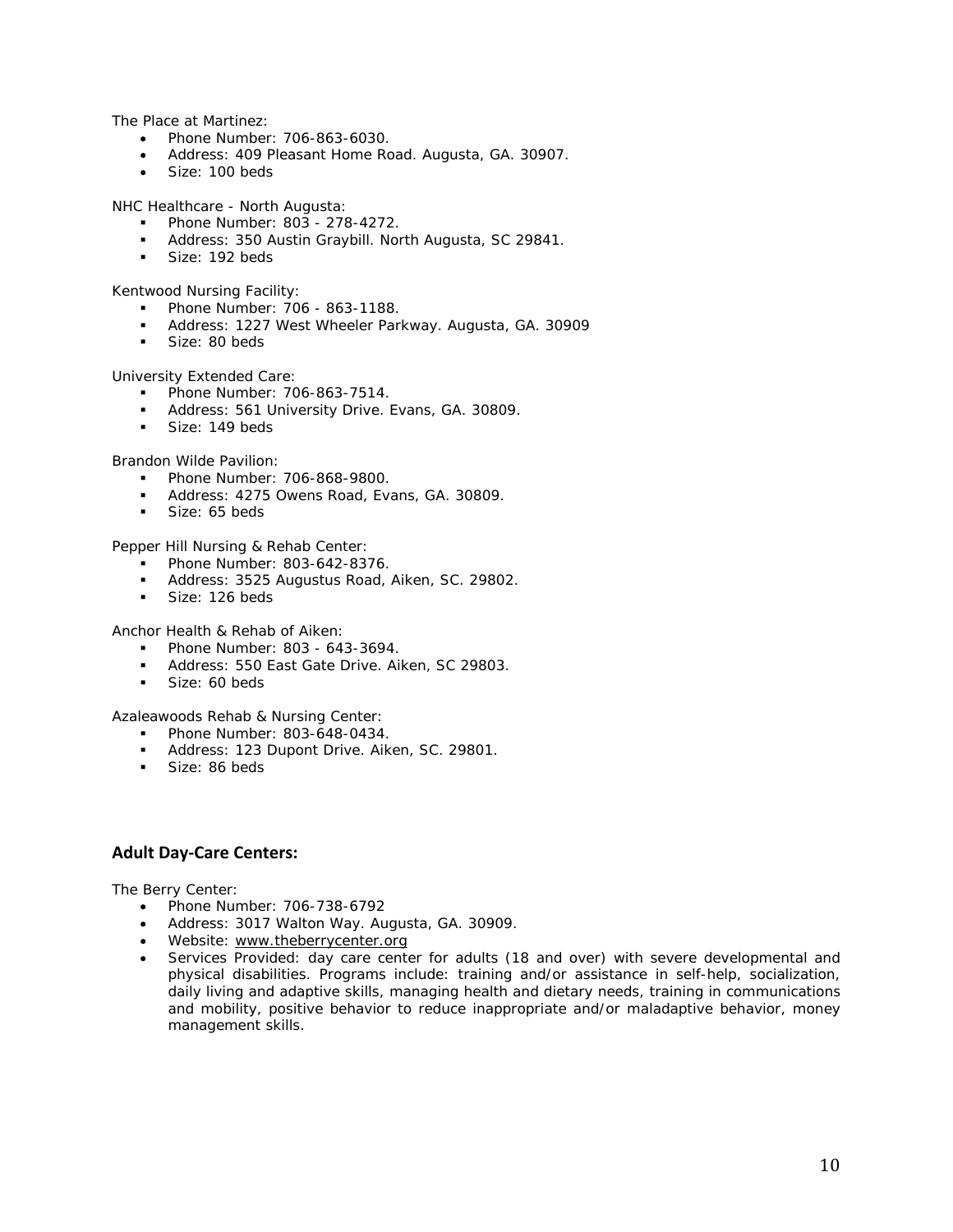The Place at Martinez:

- Phone Number: 706-863-6030.
- Address: 409 Pleasant Home Road. Augusta, GA. 30907.
- Size: 100 beds

NHC Healthcare - North Augusta:

- Phone Number: 803 - 278-4272.
- Address: 350 Austin Graybill. North Augusta, SC 29841.
- Size: 192 beds

Kentwood Nursing Facility:

- Phone Number: 706 - 863-1188.
- Address: 1227 West Wheeler Parkway. Augusta, GA. 30909
- Size: 80 beds

University Extended Care:

- Phone Number: 706-863-7514.
- Address: 561 University Drive. Evans, GA. 30809.
- Size: 149 beds

Brandon Wilde Pavilion:

- Phone Number: 706-868-9800.
- Address: 4275 Owens Road, Evans, GA. 30809.
- Size: 65 beds

Pepper Hill Nursing & Rehab Center:

- Phone Number: 803-642-8376.
- Address: 3525 Augustus Road, Aiken, SC. 29802.
- Size: 126 beds

Anchor Health & Rehab of Aiken:

- Phone Number: 803 - 643-3694.
- Address: 550 East Gate Drive. Aiken, SC 29803.
- Size: 60 beds

Azaleawoods Rehab & Nursing Center:

- Phone Number: 803-648-0434.
- Address: 123 Dupont Drive. Aiken, SC. 29801.
- Size: 86 beds

## Adult Day-Care Centers:

The Berry Center:

- Phone Number: 706-738-6792
- Address: 3017 Walton Way. Augusta, GA. 30909.
- Website: www.theberrycenter.org
- Services Provided: day care center for adults (18 and over) with severe developmental and physical disabilities. Programs include: training and/or assistance in self-help, socialization, daily living and adaptive skills, managing health and dietary needs, training in communications and mobility, positive behavior to reduce inappropriate and/or maladaptive behavior, money management skills.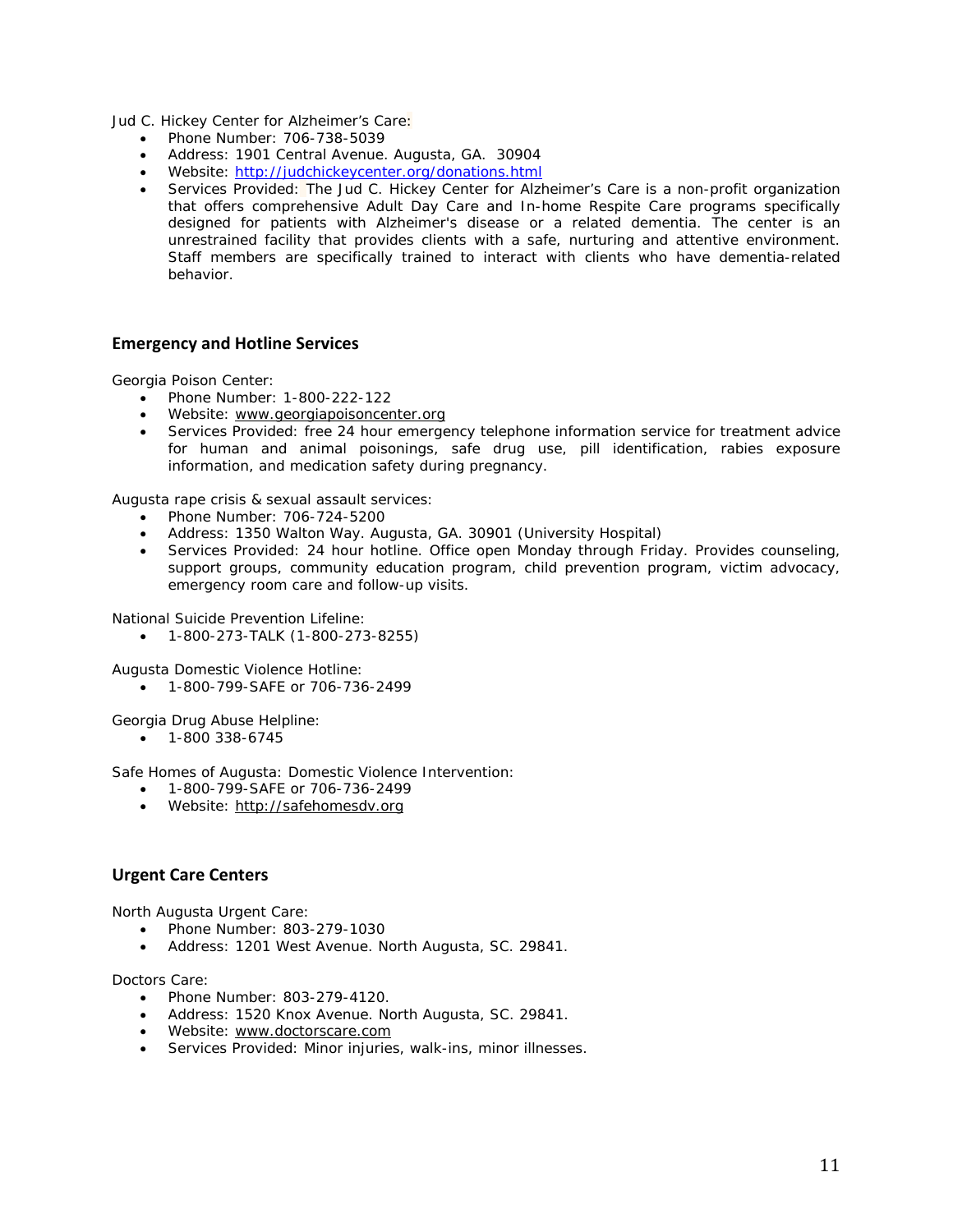Jud C. Hickey Center for Alzheimer's Care:

- Phone Number: 706-738-5039
- Address: 1901 Central Avenue. Augusta, GA. 30904
- Website: http://judchickeycenter.org/donations.html
- Services Provided: The Jud C. Hickey Center for Alzheimer's Care is a non-profit organization that offers comprehensive Adult Day Care and In-home Respite Care programs specifically designed for patients with Alzheimer's disease or a related dementia. The center is an unrestrained facility that provides clients with a safe, nurturing and attentive environment. Staff members are specifically trained to interact with clients who have dementia-related behavior.

## Emergency and Hotline Services

Georgia Poison Center:

- Phone Number: 1-800-222-122
- Website: www.georgiapoisoncenter.org
- Services Provided: free 24 hour emergency telephone information service for treatment advice for human and animal poisonings, safe drug use, pill identification, rabies exposure information, and medication safety during pregnancy.

Augusta rape crisis & sexual assault services:

- Phone Number: 706-724-5200
- Address: 1350 Walton Way. Augusta, GA. 30901 (University Hospital)
- Services Provided: 24 hour hotline. Office open Monday through Friday. Provides counseling, support groups, community education program, child prevention program, victim advocacy, emergency room care and follow-up visits.

National Suicide Prevention Lifeline:

- 1-800-273-TALK (1-800-273-8255)

Augusta Domestic Violence Hotline:

- 1-800-799-SAFE or 706-736-2499

Georgia Drug Abuse Helpline:

- 1-800 338-6745

Safe Homes of Augusta: Domestic Violence Intervention:

- 1-800-799-SAFE or 706-736-2499
- Website: http://safehomesdv.org

## Urgent Care Centers

North Augusta Urgent Care:

- Phone Number: 803-279-1030
- Address: 1201 West Avenue. North Augusta, SC. 29841.

Doctors Care:

- Phone Number: 803-279-4120.
- Address: 1520 Knox Avenue. North Augusta, SC. 29841.
- Website: www.doctorscare.com
- Services Provided: Minor injuries, walk-ins, minor illnesses.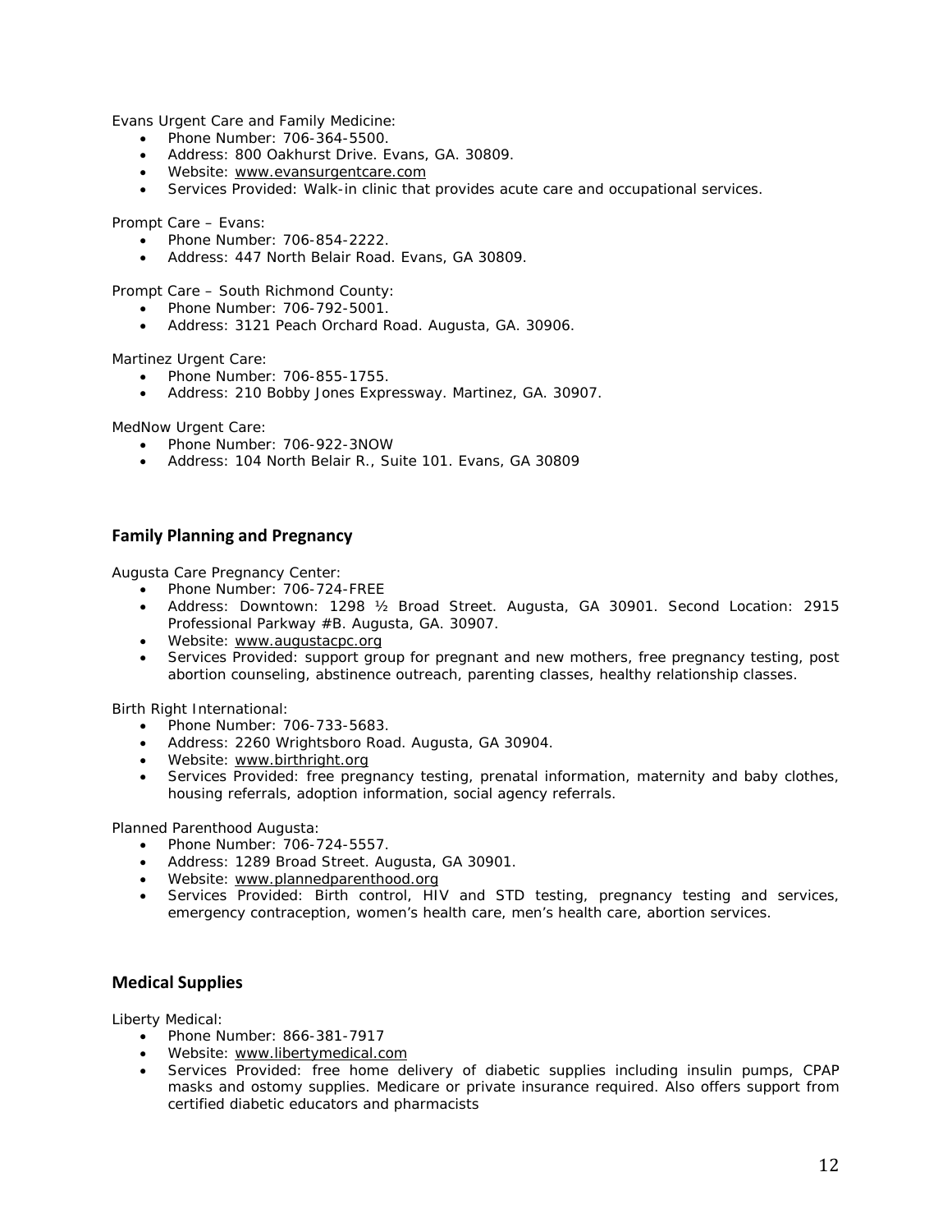Evans Urgent Care and Family Medicine:

- Phone Number: 706-364-5500.
- Address: 800 Oakhurst Drive. Evans, GA. 30809.
- Website: www.evansurgentcare.com
- Services Provided: Walk-in clinic that provides acute care and occupational services.

Prompt Care – Evans:

- Phone Number: 706-854-2222.
- Address: 447 North Belair Road. Evans, GA 30809.

Prompt Care – South Richmond County:

- Phone Number: 706-792-5001.
- Address: 3121 Peach Orchard Road. Augusta, GA. 30906.

Martinez Urgent Care:

- Phone Number: 706-855-1755.
- Address: 210 Bobby Jones Expressway. Martinez, GA. 30907.

MedNow Urgent Care:

- Phone Number: 706-922-3NOW
- Address: 104 North Belair R., Suite 101. Evans, GA 30809

## Family Planning and Pregnancy

Augusta Care Pregnancy Center:

- Phone Number: 706-724-FREE
- Address: Downtown: 1298 ½ Broad Street. Augusta, GA 30901. Second Location: 2915 Professional Parkway #B. Augusta, GA. 30907.
- Website: www.augustacpc.org
- Services Provided: support group for pregnant and new mothers, free pregnancy testing, post abortion counseling, abstinence outreach, parenting classes, healthy relationship classes.

Birth Right International:

- Phone Number: 706-733-5683.
- Address: 2260 Wrightsboro Road. Augusta, GA 30904.
- Website: www.birthright.org
- Services Provided: free pregnancy testing, prenatal information, maternity and baby clothes, housing referrals, adoption information, social agency referrals.

Planned Parenthood Augusta:

- Phone Number: 706-724-5557.
- Address: 1289 Broad Street. Augusta, GA 30901.
- Website: www.plannedparenthood.org
- Services Provided: Birth control, HIV and STD testing, pregnancy testing and services, emergency contraception, women's health care, men's health care, abortion services.

## Medical Supplies

Liberty Medical:

- Phone Number: 866-381-7917
- Website: www.libertymedical.com
- Services Provided: free home delivery of diabetic supplies including insulin pumps, CPAP masks and ostomy supplies. Medicare or private insurance required. Also offers support from certified diabetic educators and pharmacists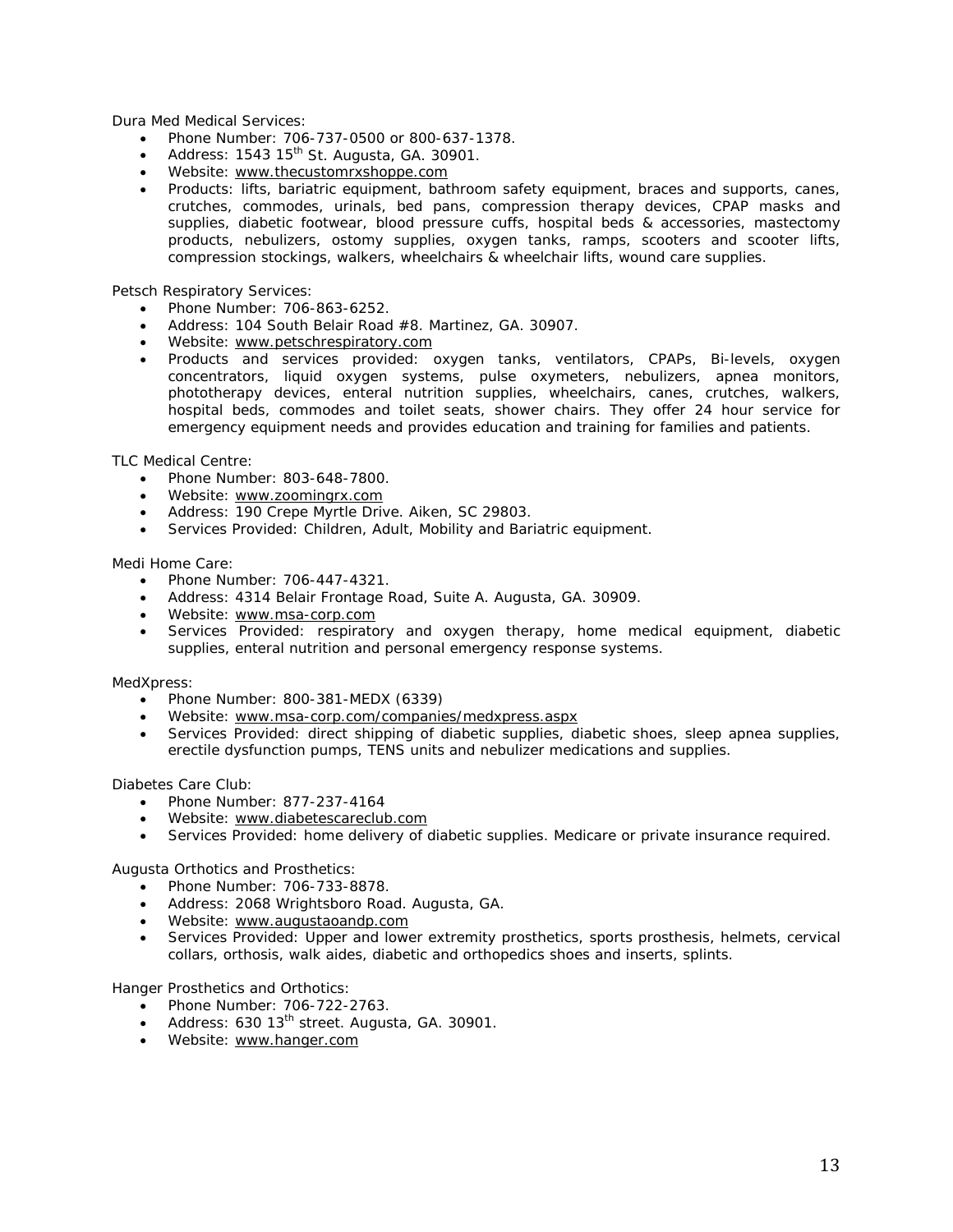Dura Med Medical Services:

- Phone Number: 706-737-0500 or 800-637-1378.
- Address: 1543 15th St. Augusta, GA. 30901.
- Website: www.thecustomrxshoppe.com
- Products: lifts, bariatric equipment, bathroom safety equipment, braces and supports, canes, crutches, commodes, urinals, bed pans, compression therapy devices, CPAP masks and supplies, diabetic footwear, blood pressure cuffs, hospital beds & accessories, mastectomy products, nebulizers, ostomy supplies, oxygen tanks, ramps, scooters and scooter lifts, compression stockings, walkers, wheelchairs & wheelchair lifts, wound care supplies.

Petsch Respiratory Services:

- Phone Number: 706-863-6252.
- Address: 104 South Belair Road #8. Martinez, GA. 30907.
- Website: www.petschrespiratory.com
- Products and services provided: oxygen tanks, ventilators, CPAPs, Bi-levels, oxygen concentrators, liquid oxygen systems, pulse oxymeters, nebulizers, apnea monitors, phototherapy devices, enteral nutrition supplies, wheelchairs, canes, crutches, walkers, hospital beds, commodes and toilet seats, shower chairs. They offer 24 hour service for emergency equipment needs and provides education and training for families and patients.

TLC Medical Centre:

- Phone Number: 803-648-7800.
- Website: www.zoomingrx.com
- Address: 190 Crepe Myrtle Drive. Aiken, SC 29803.
- Services Provided: Children, Adult, Mobility and Bariatric equipment.

Medi Home Care:

- Phone Number: 706-447-4321.
- Address: 4314 Belair Frontage Road, Suite A. Augusta, GA. 30909.
- Website: www.msa-corp.com
- Services Provided: respiratory and oxygen therapy, home medical equipment, diabetic supplies, enteral nutrition and personal emergency response systems.

MedXpress:

- Phone Number: 800-381-MEDX (6339)
- Website: www.msa-corp.com/companies/medxpress.aspx
- Services Provided: direct shipping of diabetic supplies, diabetic shoes, sleep apnea supplies, erectile dysfunction pumps, TENS units and nebulizer medications and supplies.

Diabetes Care Club:

- Phone Number: 877-237-4164
- Website: www.diabetescareclub.com
- Services Provided: home delivery of diabetic supplies. Medicare or private insurance required.

Augusta Orthotics and Prosthetics:

- Phone Number: 706-733-8878.
- Address: 2068 Wrightsboro Road. Augusta, GA.
- Website: www.augustaoandp.com
- Services Provided: Upper and lower extremity prosthetics, sports prosthesis, helmets, cervical collars, orthosis, walk aides, diabetic and orthopedics shoes and inserts, splints.

Hanger Prosthetics and Orthotics:

- Phone Number: 706-722-2763.
- Address: 630 13th street. Augusta, GA. 30901.
- Website: www.hanger.com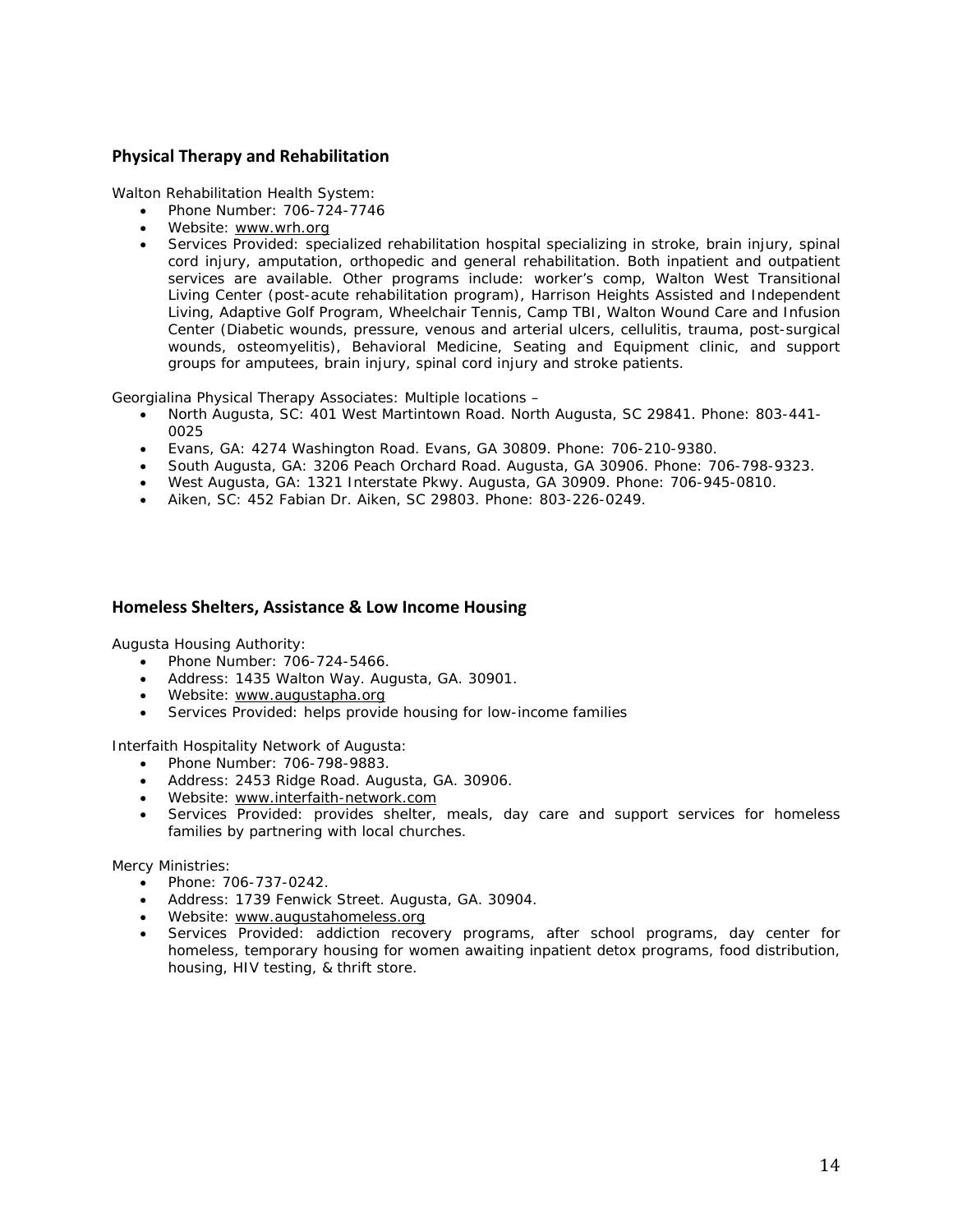## Physical Therapy and Rehabilitation

Walton Rehabilitation Health System:

- Phone Number: 706-724-7746
- Website: www.wrh.org
- Services Provided: specialized rehabilitation hospital specializing in stroke, brain injury, spinal cord injury, amputation, orthopedic and general rehabilitation. Both inpatient and outpatient services are available. Other programs include: worker's comp, Walton West Transitional Living Center (post-acute rehabilitation program), Harrison Heights Assisted and Independent Living, Adaptive Golf Program, Wheelchair Tennis, Camp TBI, Walton Wound Care and Infusion Center (Diabetic wounds, pressure, venous and arterial ulcers, cellulitis, trauma, post-surgical wounds, osteomyelitis), Behavioral Medicine, Seating and Equipment clinic, and support groups for amputees, brain injury, spinal cord injury and stroke patients.

Georgialina Physical Therapy Associates: Multiple locations –

- North Augusta, SC: 401 West Martintown Road. North Augusta, SC 29841. Phone: 803-441-0025
- Evans, GA: 4274 Washington Road. Evans, GA 30809. Phone: 706-210-9380.
- South Augusta, GA: 3206 Peach Orchard Road. Augusta, GA 30906. Phone: 706-798-9323.
- West Augusta, GA: 1321 Interstate Pkwy. Augusta, GA 30909. Phone: 706-945-0810.
- Aiken, SC: 452 Fabian Dr. Aiken, SC 29803. Phone: 803-226-0249.

## Homeless Shelters, Assistance & Low Income Housing

Augusta Housing Authority:

- Phone Number: 706-724-5466.
- Address: 1435 Walton Way. Augusta, GA. 30901.
- Website: www.augustapha.org
- Services Provided: helps provide housing for low-income families

Interfaith Hospitality Network of Augusta:

- Phone Number: 706-798-9883.
- Address: 2453 Ridge Road. Augusta, GA. 30906.
- Website: www.interfaith-network.com
- Services Provided: provides shelter, meals, day care and support services for homeless families by partnering with local churches.

Mercy Ministries:

- Phone: 706-737-0242.
- Address: 1739 Fenwick Street. Augusta, GA. 30904.
- Website: www.augustahomeless.org
- Services Provided: addiction recovery programs, after school programs, day center for homeless, temporary housing for women awaiting inpatient detox programs, food distribution, housing, HIV testing, & thrift store.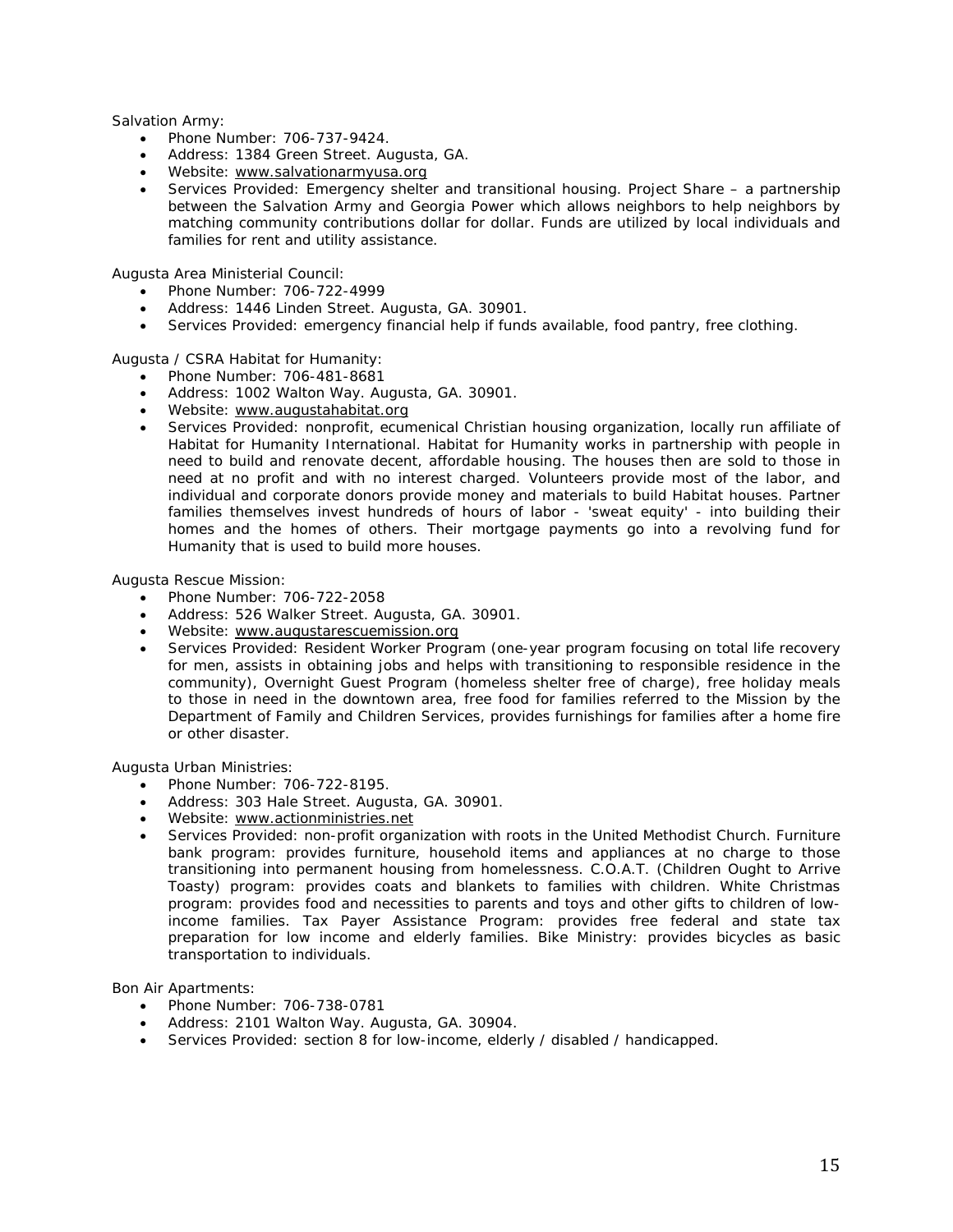Salvation Army:

- Phone Number: 706-737-9424.
- Address: 1384 Green Street. Augusta, GA.
- Website: www.salvationarmyusa.org
- Services Provided: Emergency shelter and transitional housing. Project Share – a partnership between the Salvation Army and Georgia Power which allows neighbors to help neighbors by matching community contributions dollar for dollar. Funds are utilized by local individuals and families for rent and utility assistance.

Augusta Area Ministerial Council:

- Phone Number: 706-722-4999
- Address: 1446 Linden Street. Augusta, GA. 30901.
- Services Provided: emergency financial help if funds available, food pantry, free clothing.

Augusta / CSRA Habitat for Humanity:

- Phone Number: 706-481-8681
- Address: 1002 Walton Way. Augusta, GA. 30901.
- Website: www.augustahabitat.org
- Services Provided: nonprofit, ecumenical Christian housing organization, locally run affiliate of Habitat for Humanity International. Habitat for Humanity works in partnership with people in need to build and renovate decent, affordable housing. The houses then are sold to those in need at no profit and with no interest charged. Volunteers provide most of the labor, and individual and corporate donors provide money and materials to build Habitat houses. Partner families themselves invest hundreds of hours of labor - 'sweat equity' - into building their homes and the homes of others. Their mortgage payments go into a revolving fund for Humanity that is used to build more houses.

Augusta Rescue Mission:

- Phone Number: 706-722-2058
- Address: 526 Walker Street. Augusta, GA. 30901.
- Website: www.augustarescuemission.org
- Services Provided: Resident Worker Program (one-year program focusing on total life recovery for men, assists in obtaining jobs and helps with transitioning to responsible residence in the community), Overnight Guest Program (homeless shelter free of charge), free holiday meals to those in need in the downtown area, free food for families referred to the Mission by the Department of Family and Children Services, provides furnishings for families after a home fire or other disaster.

Augusta Urban Ministries:

- Phone Number: 706-722-8195.
- Address: 303 Hale Street. Augusta, GA. 30901.
- Website: www.actionministries.net
- Services Provided: non-profit organization with roots in the United Methodist Church. Furniture bank program: provides furniture, household items and appliances at no charge to those transitioning into permanent housing from homelessness. C.O.A.T. (Children Ought to Arrive Toasty) program: provides coats and blankets to families with children. White Christmas program: provides food and necessities to parents and toys and other gifts to children of low-income families. Tax Payer Assistance Program: provides free federal and state tax preparation for low income and elderly families. Bike Ministry: provides bicycles as basic transportation to individuals.

Bon Air Apartments:

- Phone Number: 706-738-0781
- Address: 2101 Walton Way. Augusta, GA. 30904.
- Services Provided: section 8 for low-income, elderly / disabled / handicapped.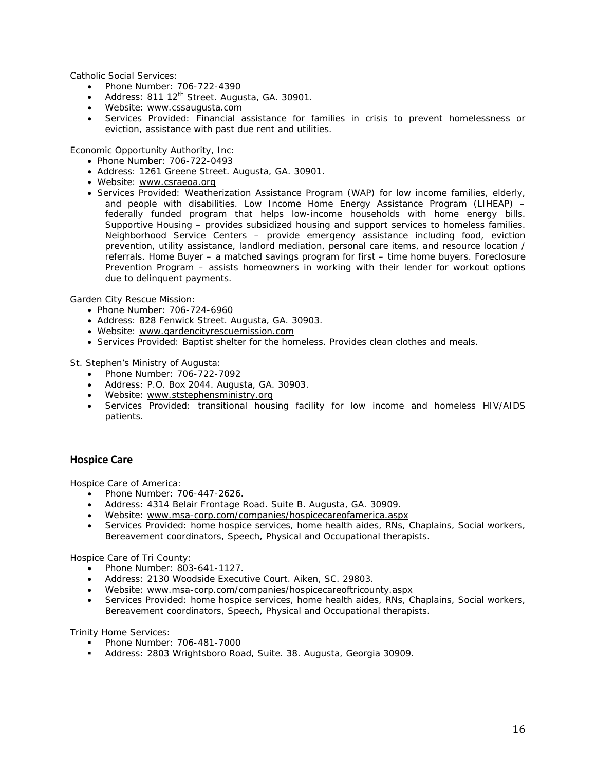Catholic Social Services:

- Phone Number: 706-722-4390
- Address: 811 12th Street. Augusta, GA. 30901.
- Website: www.cssaugusta.com
- Services Provided: Financial assistance for families in crisis to prevent homelessness or eviction, assistance with past due rent and utilities.

Economic Opportunity Authority, Inc:

- Phone Number: 706-722-0493
- Address: 1261 Greene Street. Augusta, GA. 30901.
- Website: www.csraeoa.org
- Services Provided: Weatherization Assistance Program (WAP) for low income families, elderly, and people with disabilities. Low Income Home Energy Assistance Program (LIHEAP) – federally funded program that helps low-income households with home energy bills. Supportive Housing – provides subsidized housing and support services to homeless families. Neighborhood Service Centers – provide emergency assistance including food, eviction prevention, utility assistance, landlord mediation, personal care items, and resource location / referrals. Home Buyer – a matched savings program for first – time home buyers. Foreclosure Prevention Program – assists homeowners in working with their lender for workout options due to delinquent payments.

Garden City Rescue Mission:

- Phone Number: 706-724-6960
- Address: 828 Fenwick Street. Augusta, GA. 30903.
- Website: www.gardencityrescuemission.com
- Services Provided: Baptist shelter for the homeless. Provides clean clothes and meals.

St. Stephen's Ministry of Augusta:

- Phone Number: 706-722-7092
- Address: P.O. Box 2044. Augusta, GA. 30903.
- Website: www.ststephensministry.org
- Services Provided: transitional housing facility for low income and homeless HIV/AIDS patients.

## Hospice Care

Hospice Care of America:

- Phone Number: 706-447-2626.
- Address: 4314 Belair Frontage Road. Suite B. Augusta, GA. 30909.
- Website: www.msa-corp.com/companies/hospicecareofamerica.aspx
- Services Provided: home hospice services, home health aides, RNs, Chaplains, Social workers, Bereavement coordinators, Speech, Physical and Occupational therapists.

Hospice Care of Tri County:

- Phone Number: 803-641-1127.
- Address: 2130 Woodside Executive Court. Aiken, SC. 29803.
- Website: www.msa-corp.com/companies/hospicecareoftricounty.aspx
- Services Provided: home hospice services, home health aides, RNs, Chaplains, Social workers, Bereavement coordinators, Speech, Physical and Occupational therapists.

Trinity Home Services:

- Phone Number: 706-481-7000
- Address: 2803 Wrightsboro Road, Suite. 38. Augusta, Georgia 30909.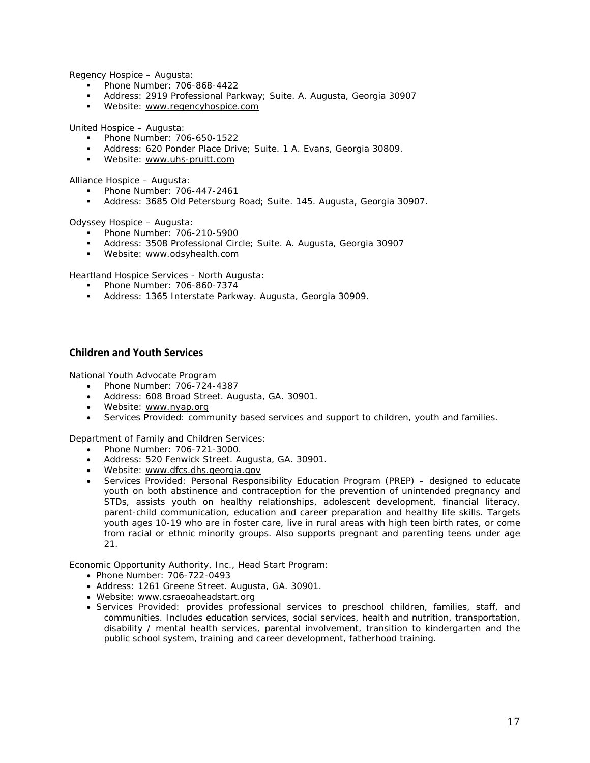Regency Hospice – Augusta:

- Phone Number: 706-868-4422
- Address: 2919 Professional Parkway; Suite. A. Augusta, Georgia 30907
- Website: www.regencyhospice.com

United Hospice – Augusta:

- Phone Number: 706-650-1522
- Address: 620 Ponder Place Drive; Suite. 1 A. Evans, Georgia 30809.
- Website: www.uhs-pruitt.com

Alliance Hospice – Augusta:

- Phone Number: 706-447-2461
- Address: 3685 Old Petersburg Road; Suite. 145. Augusta, Georgia 30907.

Odyssey Hospice – Augusta:

- Phone Number: 706-210-5900
- Address: 3508 Professional Circle; Suite. A. Augusta, Georgia 30907
- Website: www.odsyhealth.com

Heartland Hospice Services - North Augusta:

- Phone Number: 706-860-7374
- Address: 1365 Interstate Parkway. Augusta, Georgia 30909.

## Children and Youth Services

National Youth Advocate Program

- Phone Number: 706-724-4387
- Address: 608 Broad Street. Augusta, GA. 30901.
- Website: www.nyap.org
- Services Provided: community based services and support to children, youth and families.

Department of Family and Children Services:

- Phone Number: 706-721-3000.
- Address: 520 Fenwick Street. Augusta, GA. 30901.
- Website: www.dfcs.dhs.georgia.gov
- Services Provided: Personal Responsibility Education Program (PREP) – designed to educate youth on both abstinence and contraception for the prevention of unintended pregnancy and STDs, assists youth on healthy relationships, adolescent development, financial literacy, parent-child communication, education and career preparation and healthy life skills. Targets youth ages 10-19 who are in foster care, live in rural areas with high teen birth rates, or come from racial or ethnic minority groups. Also supports pregnant and parenting teens under age 21.

Economic Opportunity Authority, Inc., Head Start Program:

- Phone Number: 706-722-0493
- Address: 1261 Greene Street. Augusta, GA. 30901.
- Website: www.csraeoaheadstart.org
- Services Provided: provides professional services to preschool children, families, staff, and communities. Includes education services, social services, health and nutrition, transportation, disability / mental health services, parental involvement, transition to kindergarten and the public school system, training and career development, fatherhood training.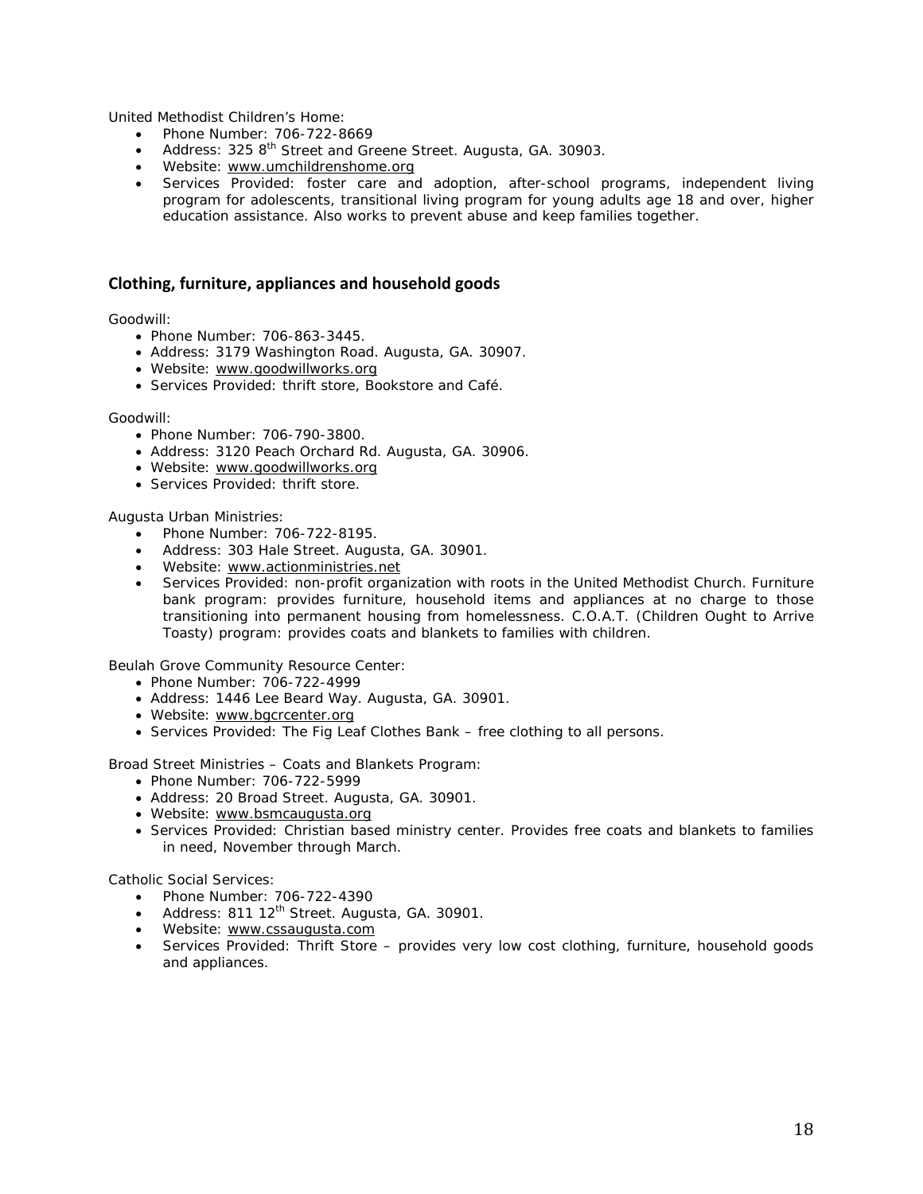United Methodist Children's Home:

- Phone Number: 706-722-8669
- Address: 325 8th Street and Greene Street. Augusta, GA. 30903.
- Website: www.umchildrenshome.org
- Services Provided: foster care and adoption, after-school programs, independent living program for adolescents, transitional living program for young adults age 18 and over, higher education assistance. Also works to prevent abuse and keep families together.

## Clothing, furniture, appliances and household goods

Goodwill:

- Phone Number: 706-863-3445.
- Address: 3179 Washington Road. Augusta, GA. 30907.
- Website: www.goodwillworks.org
- Services Provided: thrift store, Bookstore and Café.

Goodwill:

- Phone Number: 706-790-3800.
- Address: 3120 Peach Orchard Rd. Augusta, GA. 30906.
- Website: www.goodwillworks.org
- Services Provided: thrift store.

Augusta Urban Ministries:

- Phone Number: 706-722-8195.
- Address: 303 Hale Street. Augusta, GA. 30901.
- Website: www.actionministries.net
- Services Provided: non-profit organization with roots in the United Methodist Church. Furniture bank program: provides furniture, household items and appliances at no charge to those transitioning into permanent housing from homelessness. C.O.A.T. (Children Ought to Arrive Toasty) program: provides coats and blankets to families with children.

Beulah Grove Community Resource Center:

- Phone Number: 706-722-4999
- Address: 1446 Lee Beard Way. Augusta, GA. 30901.
- Website: www.bgcrcenter.org
- Services Provided: The Fig Leaf Clothes Bank – free clothing to all persons.

Broad Street Ministries – Coats and Blankets Program:

- Phone Number: 706-722-5999
- Address: 20 Broad Street. Augusta, GA. 30901.
- Website: www.bsmcaugusta.org
- Services Provided: Christian based ministry center. Provides free coats and blankets to families in need, November through March.

Catholic Social Services:

- Phone Number: 706-722-4390
- Address: 811 12th Street. Augusta, GA. 30901.
- Website: www.cssaugusta.com
- Services Provided: Thrift Store – provides very low cost clothing, furniture, household goods and appliances.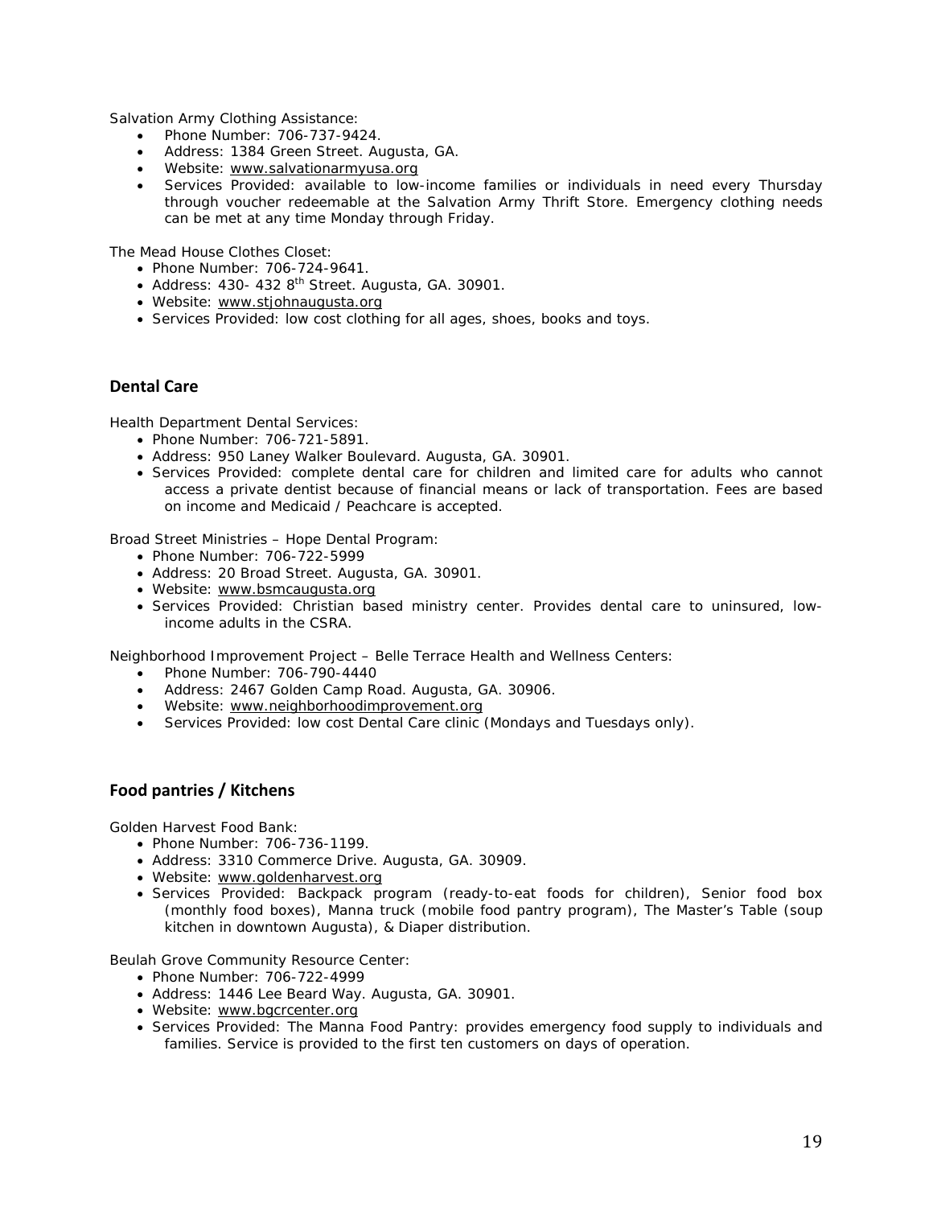Salvation Army Clothing Assistance:

- Phone Number: 706-737-9424.
- Address: 1384 Green Street. Augusta, GA.
- Website: www.salvationarmyusa.org
- Services Provided: available to low-income families or individuals in need every Thursday through voucher redeemable at the Salvation Army Thrift Store. Emergency clothing needs can be met at any time Monday through Friday.

The Mead House Clothes Closet:

- Phone Number: 706-724-9641.
- Address: 430- 432 8th Street. Augusta, GA. 30901.
- Website: www.stjohnaugusta.org
- Services Provided: low cost clothing for all ages, shoes, books and toys.

## Dental Care

Health Department Dental Services:

- Phone Number: 706-721-5891.
- Address: 950 Laney Walker Boulevard. Augusta, GA. 30901.
- Services Provided: complete dental care for children and limited care for adults who cannot access a private dentist because of financial means or lack of transportation. Fees are based on income and Medicaid / Peachcare is accepted.

Broad Street Ministries – Hope Dental Program:

- Phone Number: 706-722-5999
- Address: 20 Broad Street. Augusta, GA. 30901.
- Website: www.bsmcaugusta.org
- Services Provided: Christian based ministry center. Provides dental care to uninsured, low-income adults in the CSRA.

Neighborhood Improvement Project – Belle Terrace Health and Wellness Centers:

- Phone Number: 706-790-4440
- Address: 2467 Golden Camp Road. Augusta, GA. 30906.
- Website: www.neighborhoodimprovement.org
- Services Provided: low cost Dental Care clinic (Mondays and Tuesdays only).

## Food pantries / Kitchens

Golden Harvest Food Bank:

- Phone Number: 706-736-1199.
- Address: 3310 Commerce Drive. Augusta, GA. 30909.
- Website: www.goldenharvest.org
- Services Provided: Backpack program (ready-to-eat foods for children), Senior food box (monthly food boxes), Manna truck (mobile food pantry program), The Master's Table (soup kitchen in downtown Augusta), & Diaper distribution.

Beulah Grove Community Resource Center:

- Phone Number: 706-722-4999
- Address: 1446 Lee Beard Way. Augusta, GA. 30901.
- Website: www.bgcrcenter.org
- Services Provided: The Manna Food Pantry: provides emergency food supply to individuals and families. Service is provided to the first ten customers on days of operation.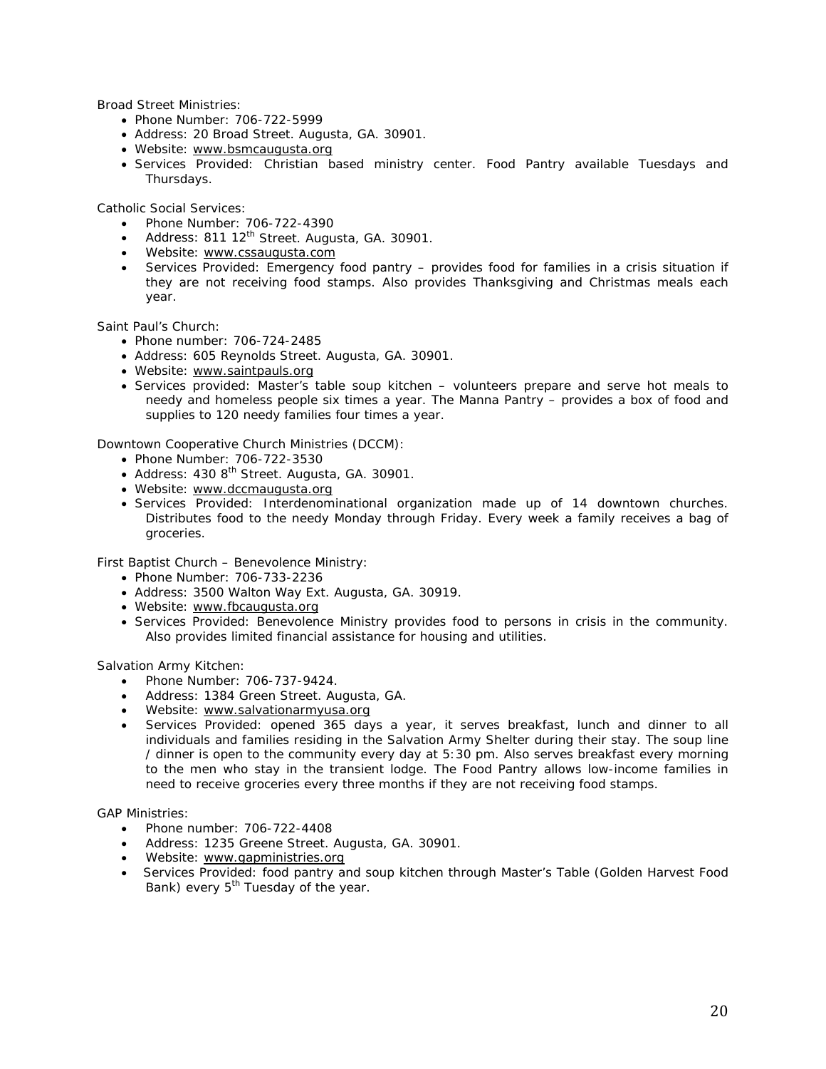Broad Street Ministries:

- Phone Number: 706-722-5999
- Address: 20 Broad Street. Augusta, GA. 30901.
- Website: www.bsmcaugusta.org
- Services Provided: Christian based ministry center. Food Pantry available Tuesdays and Thursdays.

Catholic Social Services:

- Phone Number: 706-722-4390
- Address: 811 12th Street. Augusta, GA. 30901.
- Website: www.cssaugusta.com
- Services Provided: Emergency food pantry – provides food for families in a crisis situation if they are not receiving food stamps. Also provides Thanksgiving and Christmas meals each year.

Saint Paul's Church:

- Phone number: 706-724-2485
- Address: 605 Reynolds Street. Augusta, GA. 30901.
- Website: www.saintpauls.org
- Services provided: Master's table soup kitchen – volunteers prepare and serve hot meals to needy and homeless people six times a year. The Manna Pantry – provides a box of food and supplies to 120 needy families four times a year.

Downtown Cooperative Church Ministries (DCCM):

- Phone Number: 706-722-3530
- Address: 430 8th Street. Augusta, GA. 30901.
- Website: www.dccmaugusta.org
- Services Provided: Interdenominational organization made up of 14 downtown churches. Distributes food to the needy Monday through Friday. Every week a family receives a bag of groceries.

First Baptist Church – Benevolence Ministry:

- Phone Number: 706-733-2236
- Address: 3500 Walton Way Ext. Augusta, GA. 30919.
- Website: www.fbcaugusta.org
- Services Provided: Benevolence Ministry provides food to persons in crisis in the community. Also provides limited financial assistance for housing and utilities.

Salvation Army Kitchen:

- Phone Number: 706-737-9424.
- Address: 1384 Green Street. Augusta, GA.
- Website: www.salvationarmyusa.org
- Services Provided: opened 365 days a year, it serves breakfast, lunch and dinner to all individuals and families residing in the Salvation Army Shelter during their stay. The soup line / dinner is open to the community every day at 5:30 pm. Also serves breakfast every morning to the men who stay in the transient lodge. The Food Pantry allows low-income families in need to receive groceries every three months if they are not receiving food stamps.

GAP Ministries:

- Phone number: 706-722-4408
- Address: 1235 Greene Street. Augusta, GA. 30901.
- Website: www.gapministries.org
- Services Provided: food pantry and soup kitchen through Master's Table (Golden Harvest Food Bank) every 5th Tuesday of the year.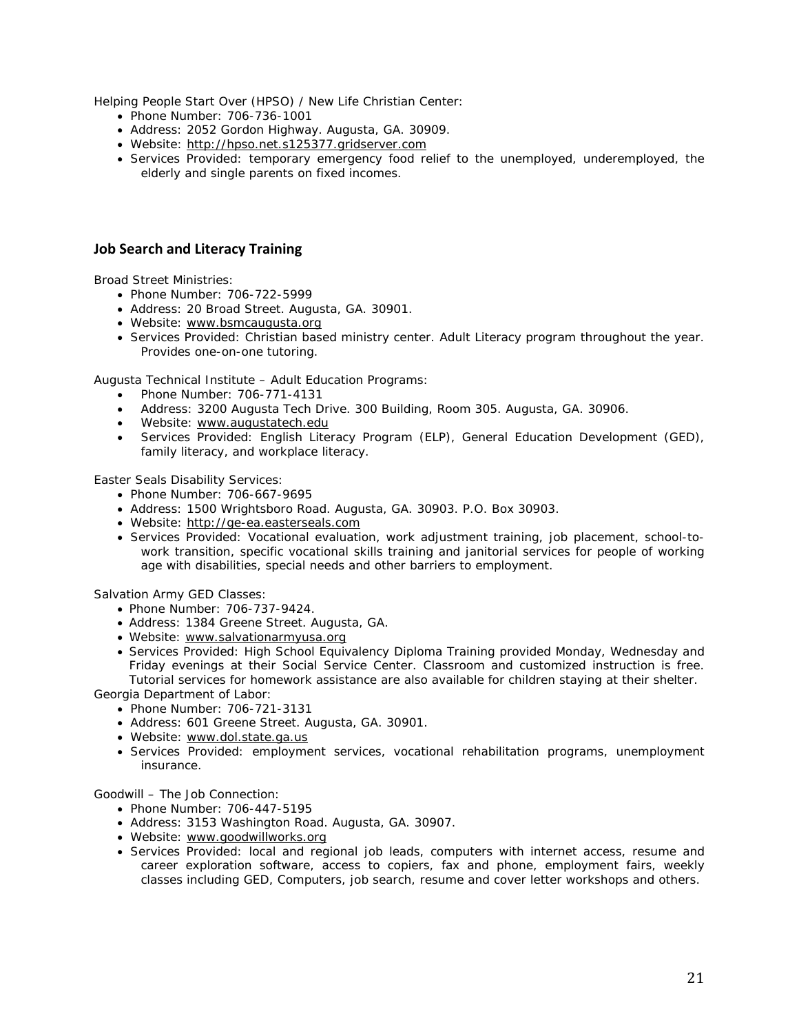Helping People Start Over (HPSO) / New Life Christian Center:

- Phone Number: 706-736-1001
- Address: 2052 Gordon Highway. Augusta, GA. 30909.
- Website: http://hpso.net.s125377.gridserver.com
- Services Provided: temporary emergency food relief to the unemployed, underemployed, the elderly and single parents on fixed incomes.

## Job Search and Literacy Training

Broad Street Ministries:

- Phone Number: 706-722-5999
- Address: 20 Broad Street. Augusta, GA. 30901.
- Website: www.bsmcaugusta.org
- Services Provided: Christian based ministry center. Adult Literacy program throughout the year. Provides one-on-one tutoring.

Augusta Technical Institute – Adult Education Programs:

- Phone Number: 706-771-4131
- Address: 3200 Augusta Tech Drive. 300 Building, Room 305. Augusta, GA. 30906.
- Website: www.augustatech.edu
- Services Provided: English Literacy Program (ELP), General Education Development (GED), family literacy, and workplace literacy.

Easter Seals Disability Services:

- Phone Number: 706-667-9695
- Address: 1500 Wrightsboro Road. Augusta, GA. 30903. P.O. Box 30903.
- Website: http://ge-ea.easterseals.com
- Services Provided: Vocational evaluation, work adjustment training, job placement, school-to-work transition, specific vocational skills training and janitorial services for people of working age with disabilities, special needs and other barriers to employment.

Salvation Army GED Classes:

- Phone Number: 706-737-9424.
- Address: 1384 Greene Street. Augusta, GA.
- Website: www.salvationarmyusa.org
- Services Provided: High School Equivalency Diploma Training provided Monday, Wednesday and Friday evenings at their Social Service Center. Classroom and customized instruction is free. Tutorial services for homework assistance are also available for children staying at their shelter.

Georgia Department of Labor:

- Phone Number: 706-721-3131
- Address: 601 Greene Street. Augusta, GA. 30901.
- Website: www.dol.state.ga.us
- Services Provided: employment services, vocational rehabilitation programs, unemployment insurance.

Goodwill – The Job Connection:

- Phone Number: 706-447-5195
- Address: 3153 Washington Road. Augusta, GA. 30907.
- Website: www.goodwillworks.org
- Services Provided: local and regional job leads, computers with internet access, resume and career exploration software, access to copiers, fax and phone, employment fairs, weekly classes including GED, Computers, job search, resume and cover letter workshops and others.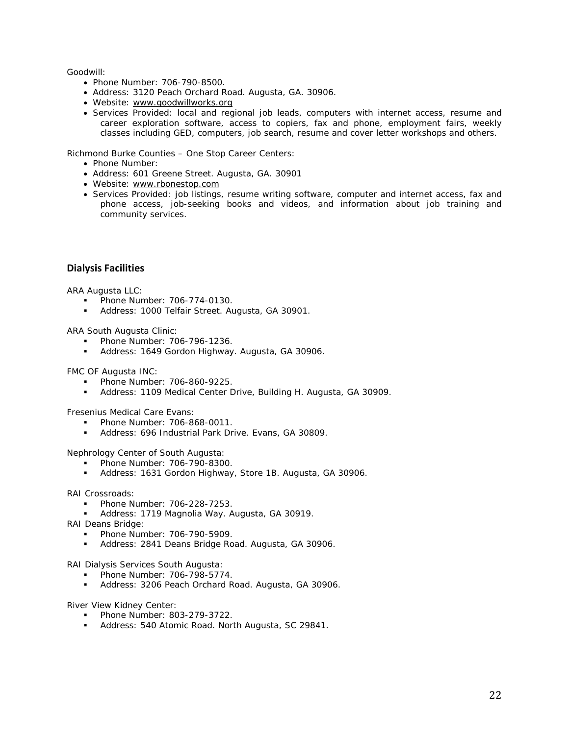Goodwill:

- Phone Number: 706-790-8500.
- Address: 3120 Peach Orchard Road. Augusta, GA. 30906.
- Website: www.goodwillworks.org
- Services Provided: local and regional job leads, computers with internet access, resume and career exploration software, access to copiers, fax and phone, employment fairs, weekly classes including GED, computers, job search, resume and cover letter workshops and others.

Richmond Burke Counties – One Stop Career Centers:

- Phone Number:
- Address: 601 Greene Street. Augusta, GA. 30901
- Website: www.rbonestop.com
- Services Provided: job listings, resume writing software, computer and internet access, fax and phone access, job-seeking books and videos, and information about job training and community services.

## Dialysis Facilities

ARA Augusta LLC:

- Phone Number: 706-774-0130.
- Address: 1000 Telfair Street. Augusta, GA 30901.

ARA South Augusta Clinic:

- Phone Number: 706-796-1236.
- Address: 1649 Gordon Highway. Augusta, GA 30906.

FMC OF Augusta INC:

- Phone Number: 706-860-9225.
- Address: 1109 Medical Center Drive, Building H. Augusta, GA 30909.

Fresenius Medical Care Evans:

- Phone Number: 706-868-0011.
- Address: 696 Industrial Park Drive. Evans, GA 30809.

Nephrology Center of South Augusta:

- Phone Number: 706-790-8300.
- Address: 1631 Gordon Highway, Store 1B. Augusta, GA 30906.

RAI Crossroads:

- Phone Number: 706-228-7253.
- Address: 1719 Magnolia Way. Augusta, GA 30919.

RAI Deans Bridge:

- Phone Number: 706-790-5909.
- Address: 2841 Deans Bridge Road. Augusta, GA 30906.

RAI Dialysis Services South Augusta:

- Phone Number: 706-798-5774.
- Address: 3206 Peach Orchard Road. Augusta, GA 30906.

River View Kidney Center:

- Phone Number: 803-279-3722.
- Address: 540 Atomic Road. North Augusta, SC 29841.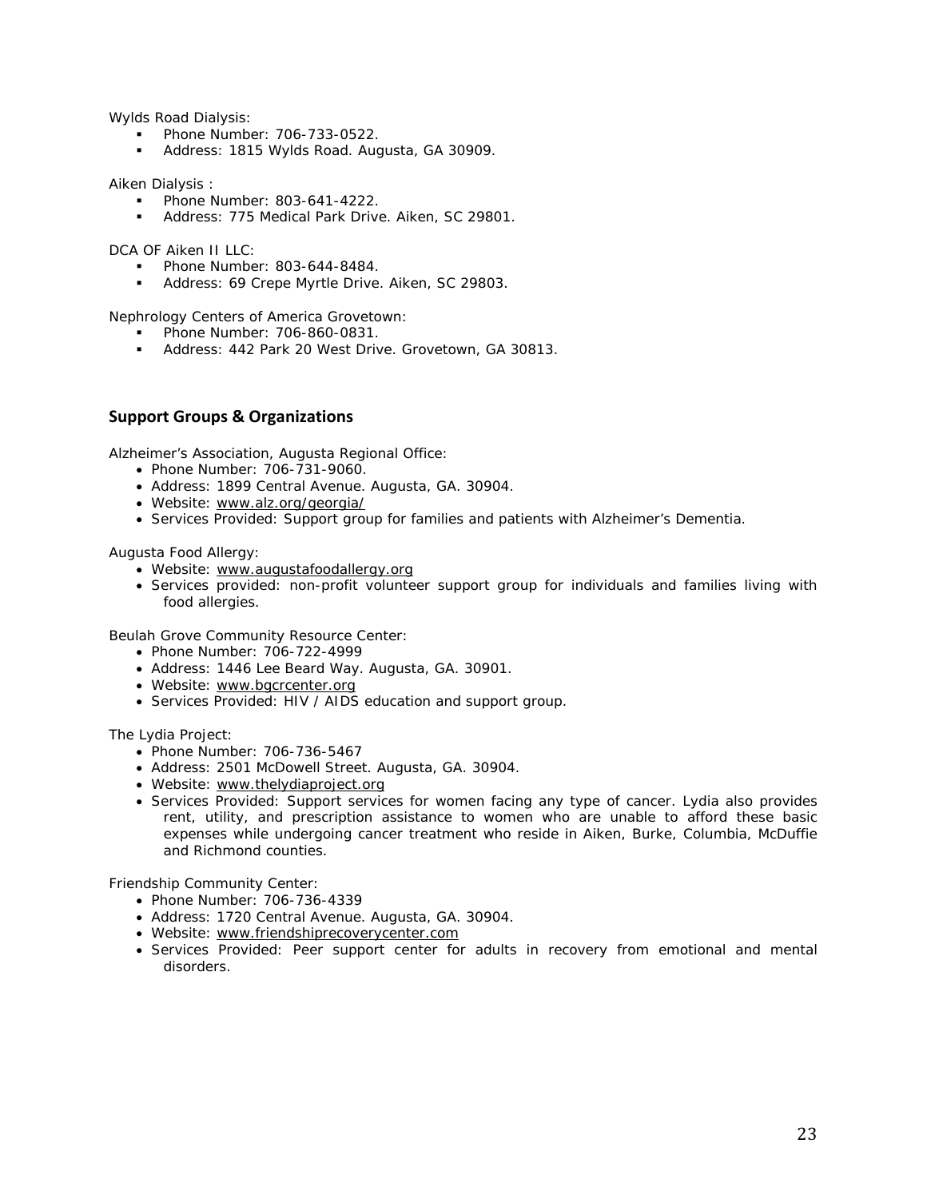Wylds Road Dialysis:

- Phone Number: 706-733-0522.
- Address: 1815 Wylds Road. Augusta, GA 30909.

Aiken Dialysis :

- Phone Number: 803-641-4222.
- Address: 775 Medical Park Drive. Aiken, SC 29801.

DCA OF Aiken II LLC:

- Phone Number: 803-644-8484.
- Address: 69 Crepe Myrtle Drive. Aiken, SC 29803.

Nephrology Centers of America Grovetown:

- Phone Number: 706-860-0831.
- Address: 442 Park 20 West Drive. Grovetown, GA 30813.

## Support Groups & Organizations

Alzheimer's Association, Augusta Regional Office:

- Phone Number: 706-731-9060.
- Address: 1899 Central Avenue. Augusta, GA. 30904.
- Website: www.alz.org/georgia/
- Services Provided: Support group for families and patients with Alzheimer's Dementia.

Augusta Food Allergy:

- Website: www.augustafoodallergy.org
- Services provided: non-profit volunteer support group for individuals and families living with food allergies.

Beulah Grove Community Resource Center:

- Phone Number: 706-722-4999
- Address: 1446 Lee Beard Way. Augusta, GA. 30901.
- Website: www.bgcrcenter.org
- Services Provided: HIV / AIDS education and support group.

The Lydia Project:

- Phone Number: 706-736-5467
- Address: 2501 McDowell Street. Augusta, GA. 30904.
- Website: www.thelydiaproject.org
- Services Provided: Support services for women facing any type of cancer. Lydia also provides rent, utility, and prescription assistance to women who are unable to afford these basic expenses while undergoing cancer treatment who reside in Aiken, Burke, Columbia, McDuffie and Richmond counties.

Friendship Community Center:

- Phone Number: 706-736-4339
- Address: 1720 Central Avenue. Augusta, GA. 30904.
- Website: www.friendshiprecoverycenter.com
- Services Provided: Peer support center for adults in recovery from emotional and mental disorders.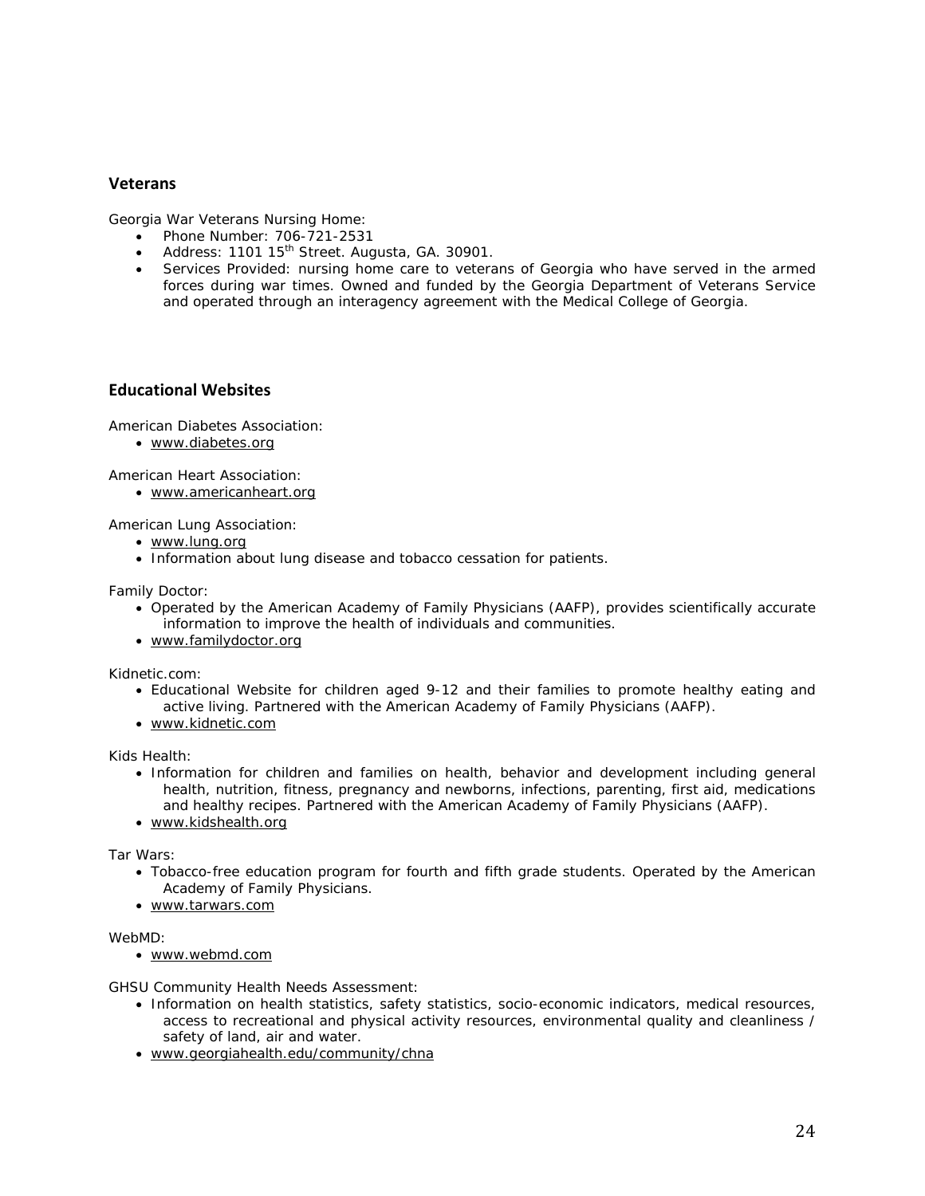## Veterans

Georgia War Veterans Nursing Home:

- Phone Number: 706-721-2531
- Address: 1101 15th Street. Augusta, GA. 30901.
- Services Provided: nursing home care to veterans of Georgia who have served in the armed forces during war times. Owned and funded by the Georgia Department of Veterans Service and operated through an interagency agreement with the Medical College of Georgia.

## Educational Websites

American Diabetes Association:

- www.diabetes.org

American Heart Association:

- www.americanheart.org

American Lung Association:

- www.lung.org
- Information about lung disease and tobacco cessation for patients.

Family Doctor:

- Operated by the American Academy of Family Physicians (AAFP), provides scientifically accurate information to improve the health of individuals and communities.
- www.familydoctor.org

Kidnetic.com:

- Educational Website for children aged 9-12 and their families to promote healthy eating and active living. Partnered with the American Academy of Family Physicians (AAFP).
- www.kidnetic.com

Kids Health:

- Information for children and families on health, behavior and development including general health, nutrition, fitness, pregnancy and newborns, infections, parenting, first aid, medications and healthy recipes. Partnered with the American Academy of Family Physicians (AAFP).
- www.kidshealth.org

Tar Wars:

- Tobacco-free education program for fourth and fifth grade students. Operated by the American Academy of Family Physicians.
- www.tarwars.com

WebMD:

- www.webmd.com

GHSU Community Health Needs Assessment:

- Information on health statistics, safety statistics, socio-economic indicators, medical resources, access to recreational and physical activity resources, environmental quality and cleanliness / safety of land, air and water.
- www.georgiahealth.edu/community/chna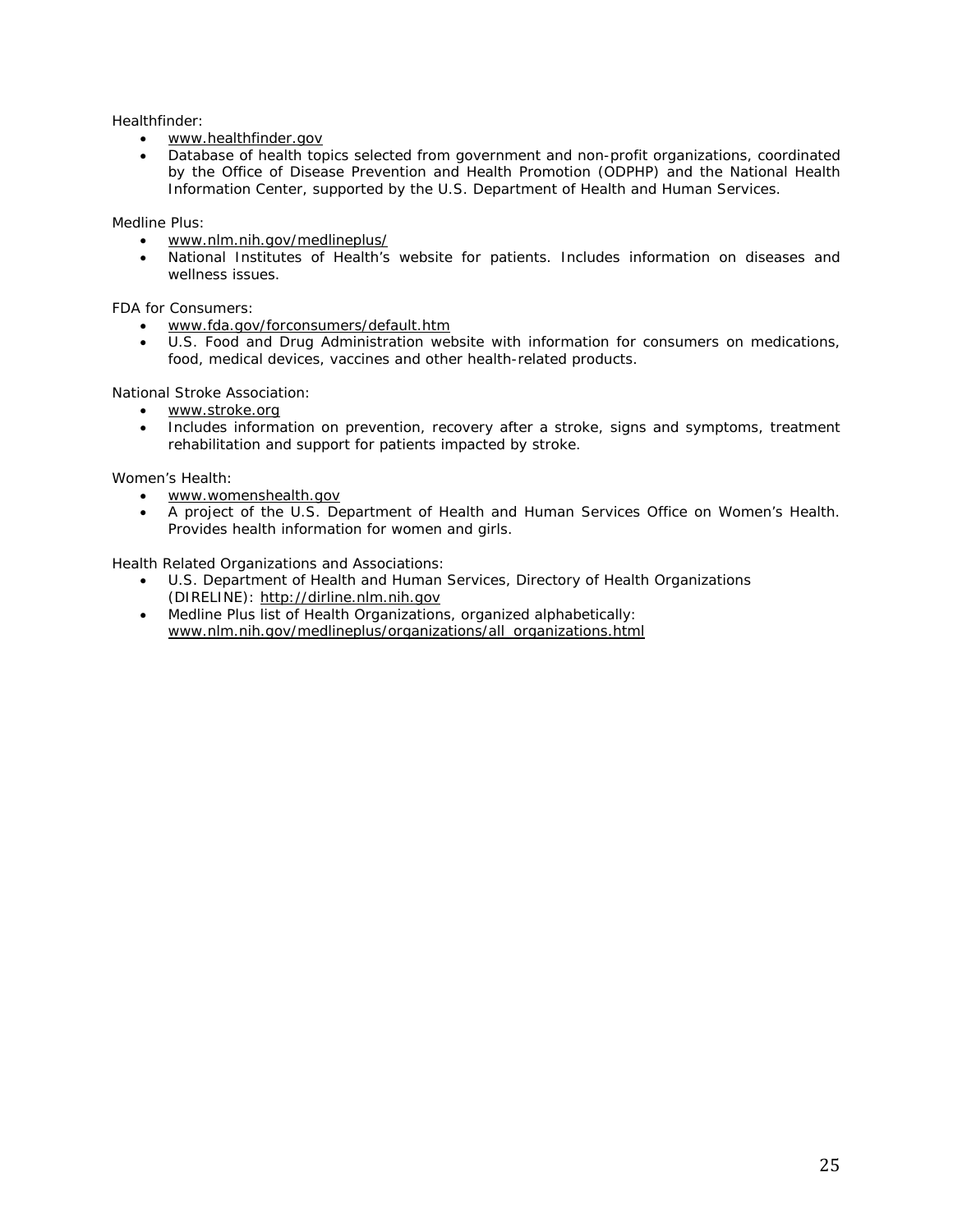Healthfinder:

- www.healthfinder.gov
- Database of health topics selected from government and non-profit organizations, coordinated by the Office of Disease Prevention and Health Promotion (ODPHP) and the National Health Information Center, supported by the U.S. Department of Health and Human Services.

Medline Plus:

- www.nlm.nih.gov/medlineplus/
- National Institutes of Health's website for patients. Includes information on diseases and wellness issues.

FDA for Consumers:

- www.fda.gov/forconsumers/default.htm
- U.S. Food and Drug Administration website with information for consumers on medications, food, medical devices, vaccines and other health-related products.

National Stroke Association:

- www.stroke.org
- Includes information on prevention, recovery after a stroke, signs and symptoms, treatment rehabilitation and support for patients impacted by stroke.

Women's Health:

- www.womenshealth.gov
- A project of the U.S. Department of Health and Human Services Office on Women's Health. Provides health information for women and girls.

Health Related Organizations and Associations:

- U.S. Department of Health and Human Services, Directory of Health Organizations (DIRELINE): http://dirline.nlm.nih.gov
- Medline Plus list of Health Organizations, organized alphabetically: www.nlm.nih.gov/medlineplus/organizations/all_organizations.html